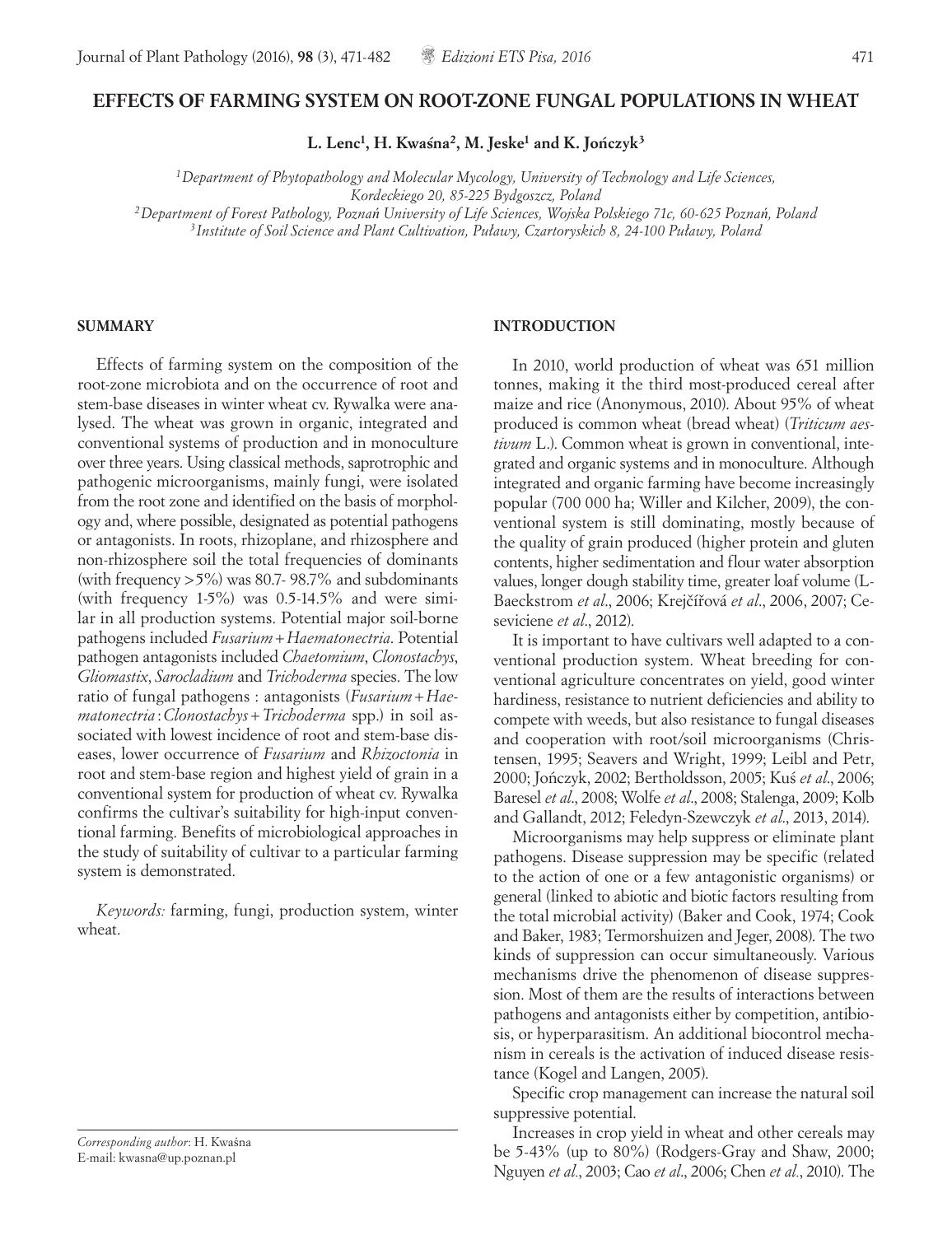# EFFECTS OF FARMING SYSTEM ON ROOT-ZONE FUNGAL POPULATIONS IN WHEAT

**L. Lenc[1], H. Kwaśna[2], M. Jeske[1] and K. Jończyk[3]**

[1] *Department of Phytopathology and Molecular Mycology, University of Technology and Life Sciences, Kordeckiego 20, 85-225 Bydgoszcz, Poland*
[2] *Department of Forest Pathology, Poznań University of Life Sciences, Wojska Polskiego 71c, 60-625 Poznań, Poland*
[3] *Institute of Soil Science and Plant Cultivation, Puławy, Czartoryskich 8, 24-100 Puławy, Poland*

## SUMMARY

Effects of farming system on the composition of the root-zone microbiota and on the occurrence of root and stem-base diseases in winter wheat cv. Rywalka were analysed. The wheat was grown in organic, integrated and conventional systems of production and in monoculture over three years. Using classical methods, saprotrophic and pathogenic microorganisms, mainly fungi, were isolated from the root zone and identified on the basis of morphology and, where possible, designated as potential pathogens or antagonists. In roots, rhizoplane, and rhizosphere and non-rhizosphere soil the total frequencies of dominants (with frequency >5%) was 80.7- 98.7% and subdominants (with frequency 1-5%) was 0.5-14.5% and were similar in all production systems. Potential major soil-borne pathogens included *Fusarium* + *Haematonectria*. Potential pathogen antagonists included *Chaetomium*, *Clonostachys*, *Gliomastix*, *Sarocladium* and *Trichoderma* species. The low ratio of fungal pathogens : antagonists (*Fusarium* + *Haematonectria* : *Clonostachys* + *Trichoderma* spp.) in soil associated with lowest incidence of root and stem-base diseases, lower occurrence of *Fusarium* and *Rhizoctonia* in root and stem-base region and highest yield of grain in a conventional system for production of wheat cv. Rywalka confirms the cultivar's suitability for high-input conventional farming. Benefits of microbiological approaches in the study of suitability of cultivar to a particular farming system is demonstrated.

*Keywords:* farming, fungi, production system, winter wheat.

*Corresponding author*: H. Kwaśna
E-mail: kwasna@up.poznan.pl

## INTRODUCTION

In 2010, world production of wheat was 651 million tonnes, making it the third most-produced cereal after maize and rice (Anonymous, 2010). About 95% of wheat produced is common wheat (bread wheat) (*Triticum aestivum* L.). Common wheat is grown in conventional, integrated and organic systems and in monoculture. Although integrated and organic farming have become increasingly popular (700 000 ha; Willer and Kilcher, 2009), the conventional system is still dominating, mostly because of the quality of grain produced (higher protein and gluten contents, higher sedimentation and flour water absorption values, longer dough stability time, greater loaf volume (L-Baeckstrom *et al*., 2006; Krejčířová *et al*., 2006, 2007; Ceseviciene *et al*., 2012).

It is important to have cultivars well adapted to a conventional production system. Wheat breeding for conventional agriculture concentrates on yield, good winter hardiness, resistance to nutrient deficiencies and ability to compete with weeds, but also resistance to fungal diseases and cooperation with root/soil microorganisms (Christensen, 1995; Seavers and Wright, 1999; Leibl and Petr, 2000; Jończyk, 2002; Bertholdsson, 2005; Kuś *et al*., 2006; Baresel *et al*., 2008; Wolfe *et al*., 2008; Stalenga, 2009; Kolb and Gallandt, 2012; Feledyn-Szewczyk *et al*., 2013, 2014).

Microorganisms may help suppress or eliminate plant pathogens. Disease suppression may be specific (related to the action of one or a few antagonistic organisms) or general (linked to abiotic and biotic factors resulting from the total microbial activity) (Baker and Cook, 1974; Cook and Baker, 1983; Termorshuizen and Jeger, 2008). The two kinds of suppression can occur simultaneously. Various mechanisms drive the phenomenon of disease suppression. Most of them are the results of interactions between pathogens and antagonists either by competition, antibiosis, or hyperparasitism. An additional biocontrol mechanism in cereals is the activation of induced disease resistance (Kogel and Langen, 2005).

Specific crop management can increase the natural soil suppressive potential.

Increases in crop yield in wheat and other cereals may be 5-43% (up to 80%) (Rodgers-Gray and Shaw, 2000; Nguyen *et al*., 2003; Cao *et al*., 2006; Chen *et al*., 2010). The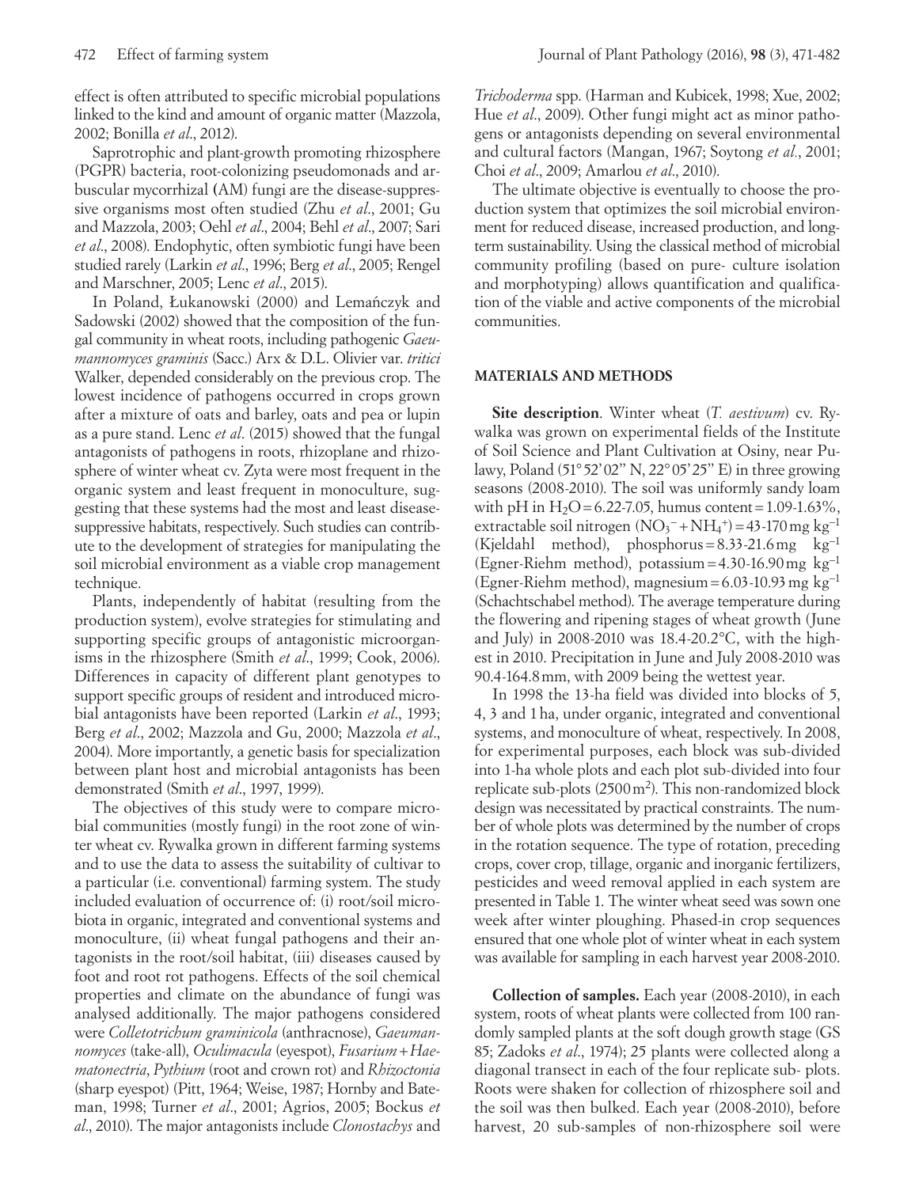effect is often attributed to specific microbial populations linked to the kind and amount of organic matter (Mazzola, 2002; Bonilla *et al*., 2012).

Saprotrophic and plant-growth promoting rhizosphere (PGPR) bacteria, root-colonizing pseudomonads and arbuscular mycorrhizal (AM) fungi are the disease-suppressive organisms most often studied (Zhu *et al*., 2001; Gu and Mazzola, 2003; Oehl *et al*., 2004; Behl *et al*., 2007; Sari *et al*., 2008). Endophytic, often symbiotic fungi have been studied rarely (Larkin *et al*., 1996; Berg *et al*., 2005; Rengel and Marschner, 2005; Lenc *et al*., 2015).

In Poland, Łukanowski (2000) and Lemańczyk and Sadowski (2002) showed that the composition of the fungal community in wheat roots, including pathogenic *Gaeumannomyces graminis* (Sacc.) Arx & D.L. Olivier var. *tritici* Walker, depended considerably on the previous crop. The lowest incidence of pathogens occurred in crops grown after a mixture of oats and barley, oats and pea or lupin as a pure stand. Lenc *et al*. (2015) showed that the fungal antagonists of pathogens in roots, rhizoplane and rhizosphere of winter wheat cv. Zyta were most frequent in the organic system and least frequent in monoculture, suggesting that these systems had the most and least disease-suppressive habitats, respectively. Such studies can contribute to the development of strategies for manipulating the soil microbial environment as a viable crop management technique.

Plants, independently of habitat (resulting from the production system), evolve strategies for stimulating and supporting specific groups of antagonistic microorganisms in the rhizosphere (Smith *et al*., 1999; Cook, 2006). Differences in capacity of different plant genotypes to support specific groups of resident and introduced microbial antagonists have been reported (Larkin *et al*., 1993; Berg *et al*., 2002; Mazzola and Gu, 2000; Mazzola *et al*., 2004). More importantly, a genetic basis for specialization between plant host and microbial antagonists has been demonstrated (Smith *et al*., 1997, 1999).

The objectives of this study were to compare microbial communities (mostly fungi) in the root zone of winter wheat cv. Rywalka grown in different farming systems and to use the data to assess the suitability of cultivar to a particular (i.e. conventional) farming system. The study included evaluation of occurrence of: (i) root/soil microbiota in organic, integrated and conventional systems and monoculture, (ii) wheat fungal pathogens and their antagonists in the root/soil habitat, (iii) diseases caused by foot and root rot pathogens. Effects of the soil chemical properties and climate on the abundance of fungi was analysed additionally. The major pathogens considered were *Colletotrichum graminicola* (anthracnose), *Gaeumannomyces* (take-all), *Oculimacula* (eyespot), *Fusarium* + *Haematonectria*, *Pythium* (root and crown rot) and *Rhizoctonia* (sharp eyespot) (Pitt, 1964; Weise, 1987; Hornby and Bateman, 1998; Turner *et al*., 2001; Agrios, 2005; Bockus *et al*., 2010). The major antagonists include *Clonostachys* and *Trichoderma* spp. (Harman and Kubicek, 1998; Xue, 2002; Hue *et al*., 2009). Other fungi might act as minor pathogens or antagonists depending on several environmental and cultural factors (Mangan, 1967; Soytong *et al*., 2001; Choi *et al*., 2009; Amarlou *et al*., 2010).

The ultimate objective is eventually to choose the production system that optimizes the soil microbial environment for reduced disease, increased production, and long-term sustainability. Using the classical method of microbial community profiling (based on pure- culture isolation and morphotyping) allows quantification and qualification of the viable and active components of the microbial communities.

## MATERIALS AND METHODS

**Site description**. Winter wheat (*T. aestivum*) cv. Rywalka was grown on experimental fields of the Institute of Soil Science and Plant Cultivation at Osiny, near Pulawy, Poland (51°52'02" N, 22°05'25" E) in three growing seasons (2008-2010). The soil was uniformly sandy loam with pH in $H_2O$ = 6.22-7.05, humus content = 1.09-1.63%, extractable soil nitrogen ($NO_3^-$ + $NH_4^+$) = 43-170 mg kg$^{-1}$ (Kjeldahl method), phosphorus = 8.33-21.6 mg kg$^{-1}$ (Egner-Riehm method), potassium = 4.30-16.90 mg kg$^{-1}$ (Egner-Riehm method), magnesium = 6.03-10.93 mg kg$^{-1}$ (Schachtschabel method). The average temperature during the flowering and ripening stages of wheat growth (June and July) in 2008-2010 was 18.4-20.2°C, with the highest in 2010. Precipitation in June and July 2008-2010 was 90.4-164.8 mm, with 2009 being the wettest year.

In 1998 the 13-ha field was divided into blocks of 5, 4, 3 and 1 ha, under organic, integrated and conventional systems, and monoculture of wheat, respectively. In 2008, for experimental purposes, each block was sub-divided into 1-ha whole plots and each plot sub-divided into four replicate sub-plots (2500 m$^2$). This non-randomized block design was necessitated by practical constraints. The number of whole plots was determined by the number of crops in the rotation sequence. The type of rotation, preceding crops, cover crop, tillage, organic and inorganic fertilizers, pesticides and weed removal applied in each system are presented in Table 1. The winter wheat seed was sown one week after winter ploughing. Phased-in crop sequences ensured that one whole plot of winter wheat in each system was available for sampling in each harvest year 2008-2010.

**Collection of samples.** Each year (2008-2010), in each system, roots of wheat plants were collected from 100 randomly sampled plants at the soft dough growth stage (GS 85; Zadoks *et al*., 1974); 25 plants were collected along a diagonal transect in each of the four replicate sub- plots. Roots were shaken for collection of rhizosphere soil and the soil was then bulked. Each year (2008-2010), before harvest, 20 sub-samples of non-rhizosphere soil were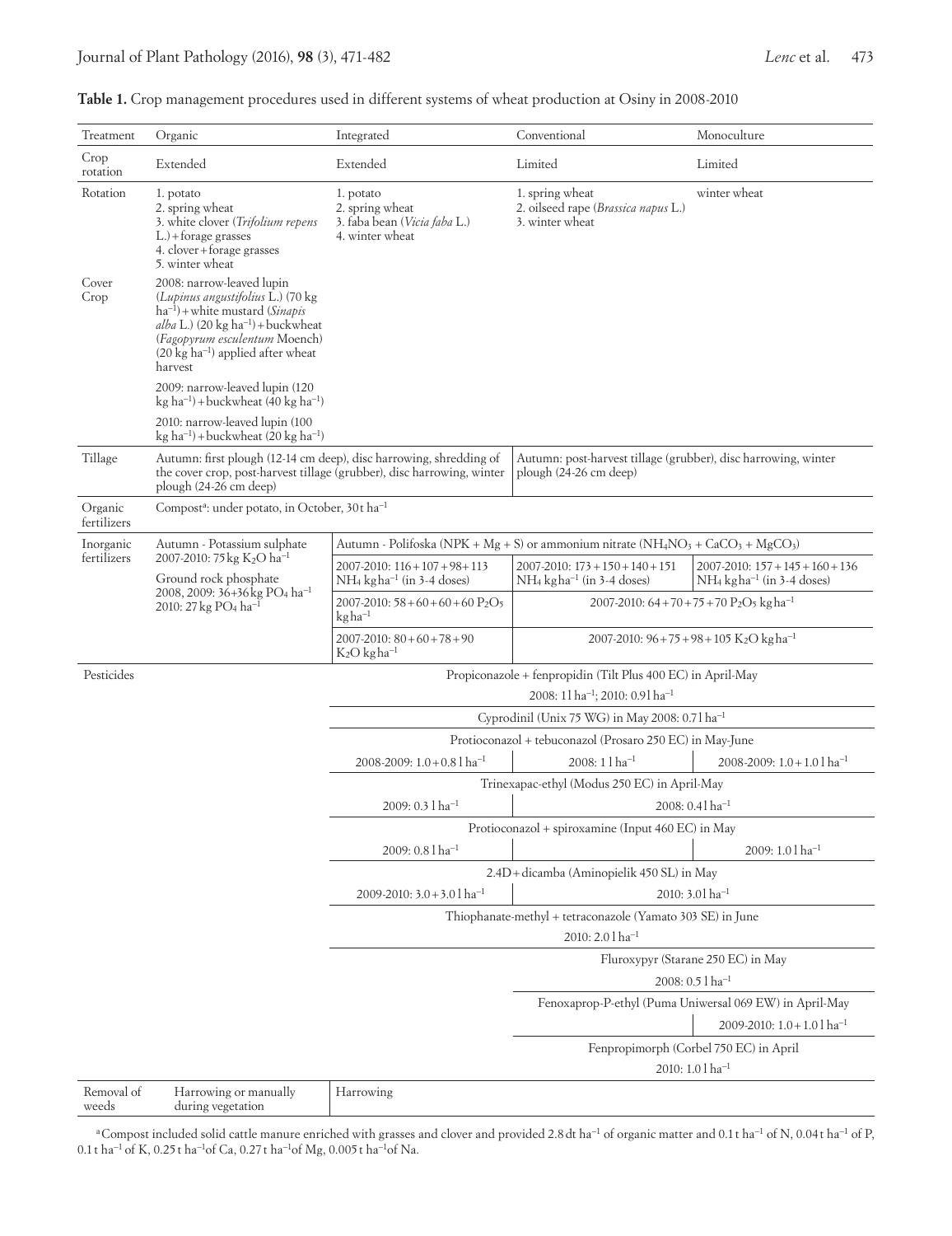**Table 1.** Crop management procedures used in different systems of wheat production at Osiny in 2008-2010

| Treatment | Organic | Integrated | Conventional | Monoculture |
|---|---|---|---|---|
| Crop rotation | Extended | Extended | Limited | Limited |
| Rotation | 1. potato<br>2. spring wheat<br>3. white clover (*Trifolium repens* L.) + forage grasses<br>4. clover + forage grasses<br>5. winter wheat | 1. potato<br>2. spring wheat<br>3. faba bean (*Vicia faba* L.)<br>4. winter wheat | 1. spring wheat<br>2. oilseed rape (*Brassica napus* L.)<br>3. winter wheat | winter wheat |
| Cover Crop | 2008: narrow-leaved lupin (*Lupinus angustifolius* L.) (70 kg $ha^{-1}$) + white mustard (*Sinapis alba* L.) (20 kg $ha^{-1}$) + buckwheat (*Fagopyrum esculentum* Moench) (20 kg $ha^{-1}$) applied after wheat harvest<br>2009: narrow-leaved lupin (120 kg $ha^{-1}$) + buckwheat (40 kg $ha^{-1}$)<br>2010: narrow-leaved lupin (100 kg $ha^{-1}$) + buckwheat (20 kg $ha^{-1}$) | | | |
| Tillage | Autumn: first plough (12-14 cm deep), disc harrowing, shredding of the cover crop, post-harvest tillage (grubber), disc harrowing, winter plough (24-26 cm deep) | | Autumn: post-harvest tillage (grubber), disc harrowing, winter plough (24-26 cm deep) | |
| Organic fertilizers | Compost[a]: under potato, in October, 30 t $ha^{-1}$ | | | |
| Inorganic fertilizers | Autumn - Potassium sulphate 2007-2010: 75 kg $K_2O$ $ha^{-1}$<br>Ground rock phosphate 2008, 2009: 36+36 kg $PO_4$ $ha^{-1}$<br>2010: 27 kg $PO_4$ $ha^{-1}$ | Autumn - Polifoska (NPK + Mg + S) or ammonium nitrate ($NH_4NO_3 + CaCO_3 + MgCO_3$) | | |
| | | 2007-2010: 116 + 107 + 98 + 113 $NH_4$ kg $ha^{-1}$ (in 3-4 doses) | 2007-2010: 173 + 150 + 140 + 151 $NH_4$ kg $ha^{-1}$ (in 3-4 doses) | 2007-2010: 157 + 145 + 160 + 136 $NH_4$ kg $ha^{-1}$ (in 3-4 doses) |
| | | 2007-2010: 58 + 60 + 60 + 60 $P_2O_5$ kg $ha^{-1}$ | 2007-2010: 64 + 70 + 75 + 70 $P_2O_5$ kg $ha^{-1}$ | |
| | | 2007-2010: 80 + 60 + 78 + 90 $K_2O$ kg $ha^{-1}$ | 2007-2010: 96 + 75 + 98 + 105 $K_2O$ kg $ha^{-1}$ | |
| Pesticides | | Propiconazole + fenpropidin (Tilt Plus 400 EC) in April-May | | |
| | | 2008: 1 l $ha^{-1}$; 2010: 0.9 l $ha^{-1}$ | | |
| | | Cyprodinil (Unix 75 WG) in May 2008: 0.7 l $ha^{-1}$ | | |
| | | Protioconazol + tebuconazol (Prosaro 250 EC) in May-June | | |
| | | 2008-2009: 1.0 + 0.8 l $ha^{-1}$ | 2008: 1 l $ha^{-1}$ | 2008-2009: 1.0 + 1.0 l $ha^{-1}$ |
| | | Trinexapac-ethyl (Modus 250 EC) in April-May | | |
| | | 2009: 0.3 l $ha^{-1}$ | 2008: 0.4 l $ha^{-1}$ | |
| | | Protioconazol + spiroxamine (Input 460 EC) in May | | |
| | | 2009: 0.8 l $ha^{-1}$ | | 2009: 1.0 l $ha^{-1}$ |
| | | 2.4D + dicamba (Aminopielik 450 SL) in May | | |
| | | 2009-2010: 3.0 + 3.0 l $ha^{-1}$ | 2010: 3.0 l $ha^{-1}$ | |
| | | Thiophanate-methyl + tetraconazole (Yamato 303 SE) in June | | |
| | | 2010: 2.0 l $ha^{-1}$ | | |
| | | | Fluroxypyr (Starane 250 EC) in May | |
| | | | 2008: 0.5 l $ha^{-1}$ | |
| | | | Fenoxaprop-P-ethyl (Puma Uniwersal 069 EW) in April-May | |
| | | | | 2009-2010: 1.0 + 1.0 l $ha^{-1}$ |
| | | | Fenpropimorph (Corbel 750 EC) in April | |
| | | | 2010: 1.0 l $ha^{-1}$ | |
| Removal of weeds | Harrowing or manually during vegetation | Harrowing | | |

[a] Compost included solid cattle manure enriched with grasses and clover and provided 2.8 dt $ha^{-1}$ of organic matter and 0.1 t $ha^{-1}$ of N, 0.04 t $ha^{-1}$ of P, 0.1 t $ha^{-1}$ of K, 0.25 t $ha^{-1}$ of Ca, 0.27 t $ha^{-1}$ of Mg, 0.005 t $ha^{-1}$ of Na.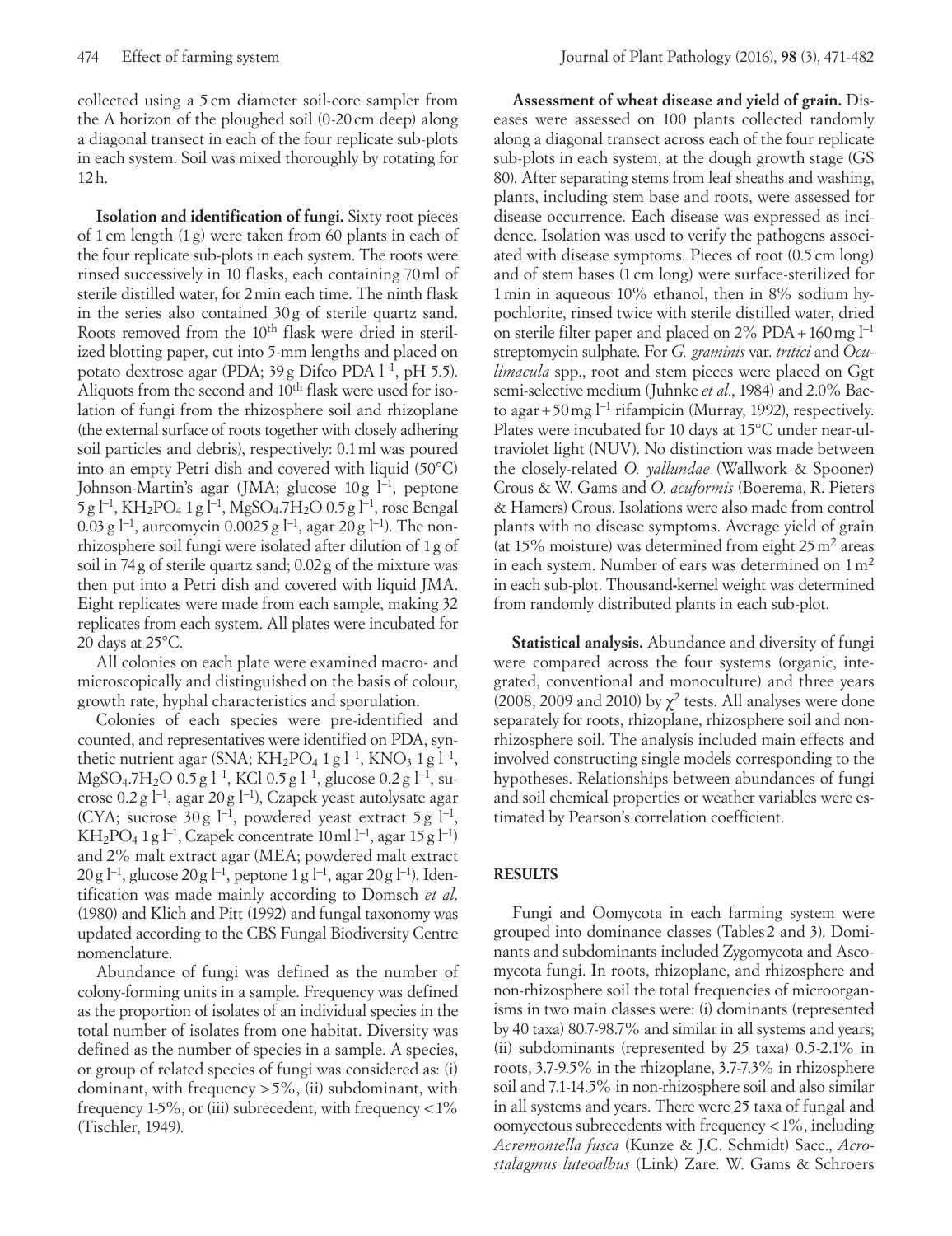collected using a 5 cm diameter soil-core sampler from the A horizon of the ploughed soil (0-20 cm deep) along a diagonal transect in each of the four replicate sub-plots in each system. Soil was mixed thoroughly by rotating for 12 h.

**Isolation and identification of fungi.** Sixty root pieces of 1 cm length (1 g) were taken from 60 plants in each of the four replicate sub-plots in each system. The roots were rinsed successively in 10 flasks, each containing 70 ml of sterile distilled water, for 2 min each time. The ninth flask in the series also contained 30 g of sterile quartz sand. Roots removed from the 10th flask were dried in sterilized blotting paper, cut into 5-mm lengths and placed on potato dextrose agar (PDA; 39 g Difco PDA $l^{-1}$, pH 5.5). Aliquots from the second and 10th flask were used for isolation of fungi from the rhizosphere soil and rhizoplane (the external surface of roots together with closely adhering soil particles and debris), respectively: 0.1 ml was poured into an empty Petri dish and covered with liquid (50°C) Johnson-Martin's agar (JMA; glucose 10 g $l^{-1}$, peptone 5 g $l^{-1}$, $KH_2PO_4$ 1 g $l^{-1}$, $MgSO_4.7H_2O$ 0.5 g $l^{-1}$, rose Bengal 0.03 g $l^{-1}$, aureomycin 0.0025 g $l^{-1}$, agar 20 g $l^{-1}$). The non-rhizosphere soil fungi were isolated after dilution of 1 g of soil in 74 g of sterile quartz sand; 0.02 g of the mixture was then put into a Petri dish and covered with liquid JMA. Eight replicates were made from each sample, making 32 replicates from each system. All plates were incubated for 20 days at 25°C.

All colonies on each plate were examined macro- and microscopically and distinguished on the basis of colour, growth rate, hyphal characteristics and sporulation.

Colonies of each species were pre-identified and counted, and representatives were identified on PDA, synthetic nutrient agar (SNA; $KH_2PO_4$ 1 g $l^{-1}$, $KNO_3$ 1 g $l^{-1}$, $MgSO_4.7H_2O$ 0.5 g $l^{-1}$, KCl 0.5 g $l^{-1}$, glucose 0.2 g $l^{-1}$, sucrose 0.2 g $l^{-1}$, agar 20 g $l^{-1}$), Czapek yeast autolysate agar (CYA; sucrose 30 g $l^{-1}$, powdered yeast extract 5 g $l^{-1}$, $KH_2PO_4$ 1 g $l^{-1}$, Czapek concentrate 10 ml $l^{-1}$, agar 15 g $l^{-1}$) and 2% malt extract agar (MEA; powdered malt extract 20 g $l^{-1}$, glucose 20 g $l^{-1}$, peptone 1 g $l^{-1}$, agar 20 g $l^{-1}$). Identification was made mainly according to Domsch *et al.* (1980) and Klich and Pitt (1992) and fungal taxonomy was updated according to the CBS Fungal Biodiversity Centre nomenclature.

Abundance of fungi was defined as the number of colony-forming units in a sample. Frequency was defined as the proportion of isolates of an individual species in the total number of isolates from one habitat. Diversity was defined as the number of species in a sample. A species, or group of related species of fungi was considered as: (i) dominant, with frequency >5%, (ii) subdominant, with frequency 1-5%, or (iii) subrecedent, with frequency <1% (Tischler, 1949).

**Assessment of wheat disease and yield of grain.** Diseases were assessed on 100 plants collected randomly along a diagonal transect across each of the four replicate sub-plots in each system, at the dough growth stage (GS 80). After separating stems from leaf sheaths and washing, plants, including stem base and roots, were assessed for disease occurrence. Each disease was expressed as incidence. Isolation was used to verify the pathogens associated with disease symptoms. Pieces of root (0.5 cm long) and of stem bases (1 cm long) were surface-sterilized for 1 min in aqueous 10% ethanol, then in 8% sodium hypochlorite, rinsed twice with sterile distilled water, dried on sterile filter paper and placed on 2% PDA + 160 mg $l^{-1}$ streptomycin sulphate. For *G. graminis* var. *tritici* and *Oculimacula* spp., root and stem pieces were placed on Ggt semi-selective medium (Juhnke *et al*., 1984) and 2.0% Bacto agar + 50 mg $l^{-1}$ rifampicin (Murray, 1992), respectively. Plates were incubated for 10 days at 15°C under near-ultraviolet light (NUV). No distinction was made between the closely-related *O. yallundae* (Wallwork & Spooner) Crous & W. Gams and *O. acuformis* (Boerema, R. Pieters & Hamers) Crous. Isolations were also made from control plants with no disease symptoms. Average yield of grain (at 15% moisture) was determined from eight 25 $m^2$ areas in each system. Number of ears was determined on 1 $m^2$ in each sub-plot. Thousand-kernel weight was determined from randomly distributed plants in each sub-plot.

**Statistical analysis.** Abundance and diversity of fungi were compared across the four systems (organic, integrated, conventional and monoculture) and three years (2008, 2009 and 2010) by $\chi^2$ tests. All analyses were done separately for roots, rhizoplane, rhizosphere soil and non-rhizosphere soil. The analysis included main effects and involved constructing single models corresponding to the hypotheses. Relationships between abundances of fungi and soil chemical properties or weather variables were estimated by Pearson's correlation coefficient.

## RESULTS

Fungi and Oomycota in each farming system were grouped into dominance classes (Tables 2 and 3). Dominants and subdominants included Zygomycota and Ascomycota fungi. In roots, rhizoplane, and rhizosphere and non-rhizosphere soil the total frequencies of microorganisms in two main classes were: (i) dominants (represented by 40 taxa) 80.7-98.7% and similar in all systems and years; (ii) subdominants (represented by 25 taxa) 0.5-2.1% in roots, 3.7-9.5% in the rhizoplane, 3.7-7.3% in rhizosphere soil and 7.1-14.5% in non-rhizosphere soil and also similar in all systems and years. There were 25 taxa of fungal and oomycetous subrecedents with frequency <1%, including *Acremoniella fusca* (Kunze & J.C. Schmidt) Sacc., *Acrostalagmus luteoalbus* (Link) Zare. W. Gams & Schroers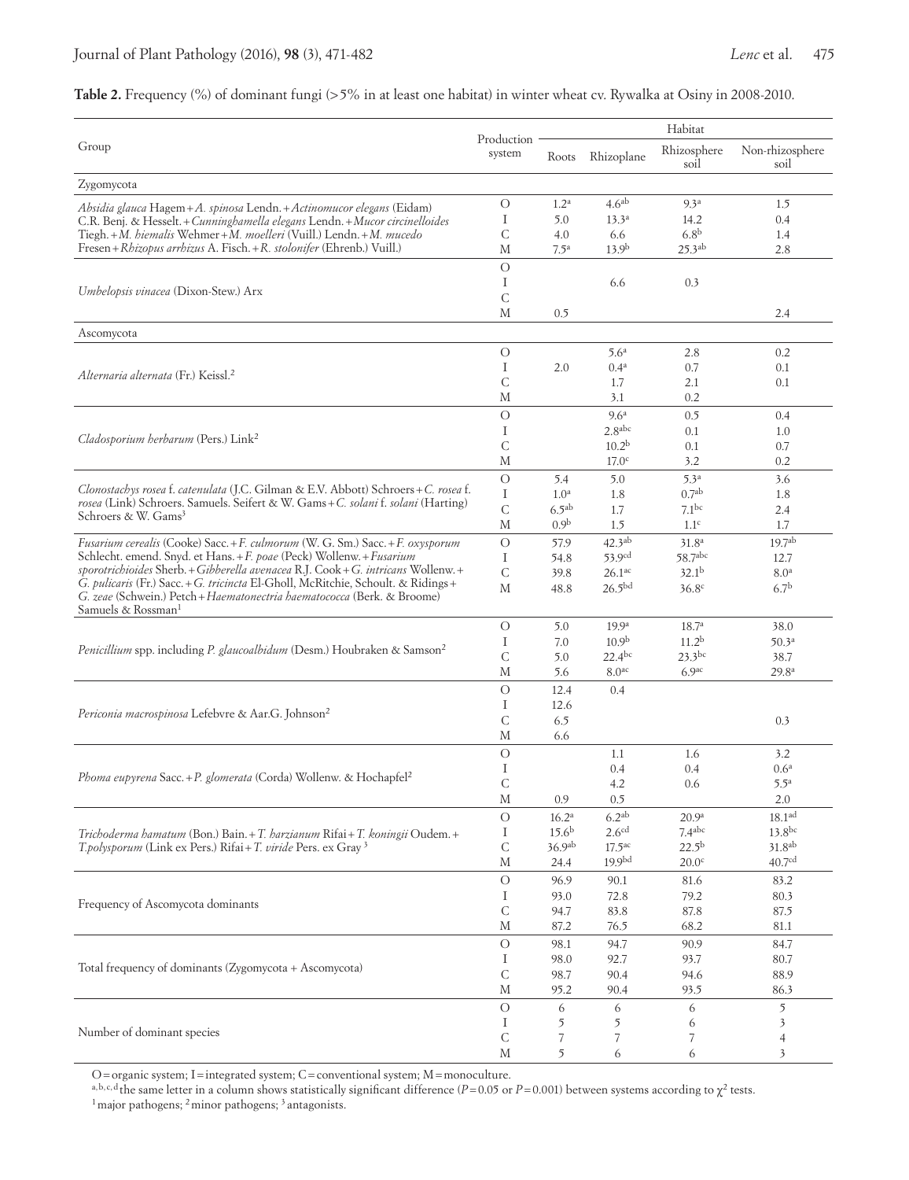**Table 2.** Frequency (%) of dominant fungi (>5% in at least one habitat) in winter wheat cv. Rywalka at Osiny in 2008-2010.

| Group | Production system | Habitat | | | |
|---|---|---|---|---|---|
| | | Roots | Rhizoplane | Rhizosphere soil | Non-rhizosphere soil |
| Zygomycota | | | | | |
| *Absidia glauca* Hagem + *A. spinosa* Lendn. + *Actinomucor elegans* (Eidam) C.R. Benj. & Hesselt. + *Cunninghamella elegans* Lendn. + *Mucor circinelloides* Tiegh. + *M. hiemalis* Wehmer + *M. moelleri* (Vuill.) Lendn. + *M. mucedo* Fresen + *Rhizopus arrhizus* A. Fisch. + *R. stolonifer* (Ehrenb.) Vuill.) | O | 1.2[a] | 4.6[ab] | 9.3[a] | 1.5 |
| | I | 5.0 | 13.3[a] | 14.2 | 0.4 |
| | C | 4.0 | 6.6 | 6.8[b] | 1.4 |
| | M | 7.5[a] | 13.9[b] | 25.3[ab] | 2.8 |
| *Umbelopsis vinacea* (Dixon-Stew.) Arx | O | | | | |
| | I | | 6.6 | 0.3 | |
| | C | | | | |
| | M | 0.5 | | | 2.4 |
| Ascomycota | | | | | |
| *Alternaria alternata* (Fr.) Keissl.[2] | O | | 5.6[a] | 2.8 | 0.2 |
| | I | 2.0 | 0.4[a] | 0.7 | 0.1 |
| | C | | 1.7 | 2.1 | 0.1 |
| | M | | 3.1 | 0.2 | |
| *Cladosporium herbarum* (Pers.) Link[2] | O | | 9.6[a] | 0.5 | 0.4 |
| | I | | 2.8[abc] | 0.1 | 1.0 |
| | C | | 10.2[b] | 0.1 | 0.7 |
| | M | | 17.0[c] | 3.2 | 0.2 |
| *Clonostachys rosea* f. *catenulata* (J.C. Gilman & E.V. Abbott) Schroers + *C. rosea* f. *rosea* (Link) Schroers. Samuels. Seifert & W. Gams + *C. solani* f. *solani* (Harting) Schroers & W. Gams[3] | O | 5.4 | 5.0 | 5.3[a] | 3.6 |
| | I | 1.0[a] | 1.8 | 0.7[ab] | 1.8 |
| | C | 6.5[ab] | 1.7 | 7.1[bc] | 2.4 |
| | M | 0.9[b] | 1.5 | 1.1[c] | 1.7 |
| *Fusarium cerealis* (Cooke) Sacc. + *F. culmorum* (W. G. Sm.) Sacc. + *F. oxysporum* Schlecht. emend. Snyd. et Hans. + *F. poae* (Peck) Wollenw. + *Fusarium sporotrichioides* Sherb. + *Gibberella avenacea* R.J. Cook + *G. intricans* Wollenw. + *G. pulicaris* (Fr.) Sacc. + *G. tricincta* El-Gholl, McRitchie, Schoult. & Ridings + *G. zeae* (Schwein.) Petch + *Haematonectria haematococca* (Berk. & Broome) Samuels & Rossman[1] | O | 57.9 | 42.3[ab] | 31.8[a] | 19.7[ab] |
| | I | 54.8 | 53.9[cd] | 58.7[abc] | 12.7 |
| | C | 39.8 | 26.1[ac] | 32.1[b] | 8.0[a] |
| | M | 48.8 | 26.5[bd] | 36.8[c] | 6.7[b] |
| *Penicillium* spp. including *P. glaucoalbidum* (Desm.) Houbraken & Samson[2] | O | 5.0 | 19.9[a] | 18.7[a] | 38.0 |
| | I | 7.0 | 10.9[b] | 11.2[b] | 50.3[a] |
| | C | 5.0 | 22.4[bc] | 23.3[bc] | 38.7 |
| | M | 5.6 | 8.0[ac] | 6.9[ac] | 29.8[a] |
| *Periconia macrospinosa* Lefebvre & Aar.G. Johnson[2] | O | 12.4 | 0.4 | | |
| | I | 12.6 | | | |
| | C | 6.5 | | | 0.3 |
| | M | 6.6 | | | |
| *Phoma eupyrena* Sacc. + *P. glomerata* (Corda) Wollenw. & Hochapfel[2] | O | | 1.1 | 1.6 | 3.2 |
| | I | | 0.4 | 0.4 | 0.6[a] |
| | C | | 4.2 | 0.6 | 5.5[a] |
| | M | 0.9 | 0.5 | | 2.0 |
| *Trichoderma hamatum* (Bon.) Bain. + *T. harzianum* Rifai + *T. koningii* Oudem. + *T.polysporum* (Link ex Pers.) Rifai + *T. viride* Pers. ex Gray[3] | O | 16.2[a] | 6.2[ab] | 20.9[a] | 18.1[ad] |
| | I | 15.6[b] | 2.6[cd] | 7.4[abc] | 13.8[bc] |
| | C | 36.9[ab] | 17.5[ac] | 22.5[b] | 31.8[ab] |
| | M | 24.4 | 19.9[bd] | 20.0[c] | 40.7[cd] |
| Frequency of Ascomycota dominants | O | 96.9 | 90.1 | 81.6 | 83.2 |
| | I | 93.0 | 72.8 | 79.2 | 80.3 |
| | C | 94.7 | 83.8 | 87.8 | 87.5 |
| | M | 87.2 | 76.5 | 68.2 | 81.1 |
| Total frequency of dominants (Zygomycota + Ascomycota) | O | 98.1 | 94.7 | 90.9 | 84.7 |
| | I | 98.0 | 92.7 | 93.7 | 80.7 |
| | C | 98.7 | 90.4 | 94.6 | 88.9 |
| | M | 95.2 | 90.4 | 93.5 | 86.3 |
| Number of dominant species | O | 6 | 6 | 6 | 5 |
| | I | 5 | 5 | 6 | 3 |
| | C | 7 | 7 | 7 | 4 |
| | M | 5 | 6 | 6 | 3 |

O = organic system; I = integrated system; C = conventional system; M = monoculture.

[a,b,c,d] the same letter in a column shows statistically significant difference ($P = 0.05$ or $P = 0.001$) between systems according to $\chi^2$ tests.

[1] major pathogens; [2] minor pathogens; [3] antagonists.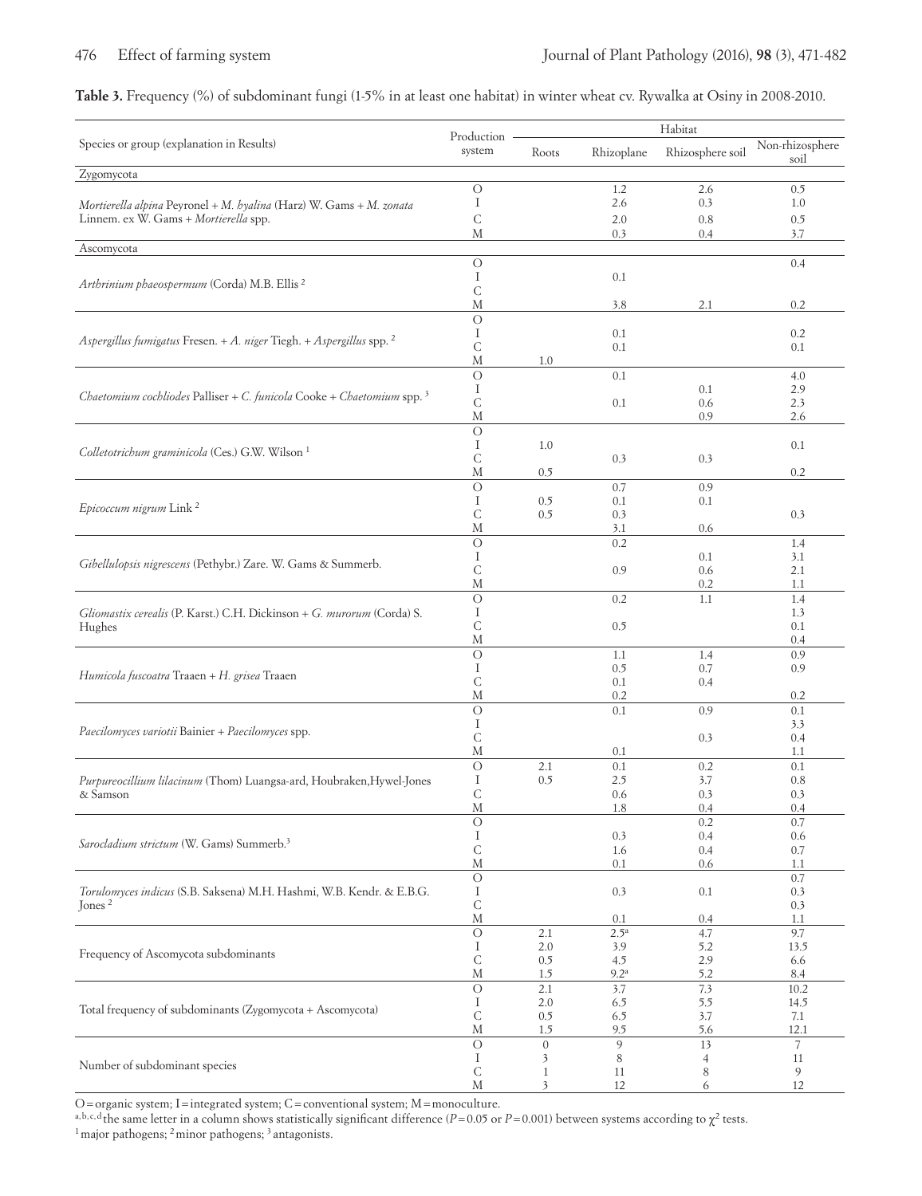**Table 3.** Frequency (%) of subdominant fungi (1-5% in at least one habitat) in winter wheat cv. Rywalka at Osiny in 2008-2010.

| Species or group (explanation in Results) | Production system | Habitat | | | |
|---|---|---|---|---|---|
| | | Roots | Rhizoplane | Rhizosphere soil | Non-rhizosphere soil |
| Zygomycota | | | | | |
| *Mortierella alpina* Peyronel + *M. hyalina* (Harz) W. Gams + *M. zonata* Linnem. ex W. Gams + *Mortierella* spp. | O | | 1.2 | 2.6 | 0.5 |
| | I | | 2.6 | 0.3 | 1.0 |
| | C | | 2.0 | 0.8 | 0.5 |
| | M | | 0.3 | 0.4 | 3.7 |
| Ascomycota | | | | | |
| *Arthrinium phaeospermum* (Corda) M.B. Ellis [2] | O | | | | 0.4 |
| | I | | 0.1 | | |
| | C | | | | |
| | M | | 3.8 | 2.1 | 0.2 |
| *Aspergillus fumigatus* Fresen. + *A. niger* Tiegh. + *Aspergillus* spp. [2] | O | | | | |
| | I | | 0.1 | | 0.2 |
| | C | | 0.1 | | 0.1 |
| | M | 1.0 | | | |
| *Chaetomium cochliodes* Palliser + *C. funicola* Cooke + *Chaetomium* spp. [3] | O | | 0.1 | | 4.0 |
| | I | | | 0.1 | 2.9 |
| | C | | 0.1 | 0.6 | 2.3 |
| | M | | | 0.9 | 2.6 |
| *Colletotrichum graminicola* (Ces.) G.W. Wilson [1] | O | | | | |
| | I | 1.0 | | | 0.1 |
| | C | | 0.3 | 0.3 | |
| | M | 0.5 | | | 0.2 |
| *Epicoccum nigrum* Link [2] | O | | 0.7 | 0.9 | |
| | I | 0.5 | 0.1 | 0.1 | |
| | C | 0.5 | 0.3 | | 0.3 |
| | M | | 3.1 | 0.6 | |
| *Gibellulopsis nigrescens* (Pethybr.) Zare. W. Gams & Summerb. | O | | 0.2 | | 1.4 |
| | I | | | 0.1 | 3.1 |
| | C | | 0.9 | 0.6 | 2.1 |
| | M | | | 0.2 | 1.1 |
| *Gliomastix cerealis* (P. Karst.) C.H. Dickinson + *G. murorum* (Corda) S. Hughes | O | | 0.2 | 1.1 | 1.4 |
| | I | | | | 1.3 |
| | C | | 0.5 | | 0.1 |
| | M | | | | 0.4 |
| *Humicola fuscoatra* Traaen + *H. grisea* Traaen | O | | 1.1 | 1.4 | 0.9 |
| | I | | 0.5 | 0.7 | 0.9 |
| | C | | 0.1 | 0.4 | |
| | M | | 0.2 | | 0.2 |
| *Paecilomyces variotii* Bainier + *Paecilomyces* spp. | O | | 0.1 | 0.9 | 0.1 |
| | I | | | | 3.3 |
| | C | | | 0.3 | 0.4 |
| | M | | 0.1 | | 1.1 |
| *Purpureocillium lilacinum* (Thom) Luangsa-ard, Houbraken,Hywel-Jones & Samson | O | 2.1 | 0.1 | 0.2 | 0.1 |
| | I | 0.5 | 2.5 | 3.7 | 0.8 |
| | C | | 0.6 | 0.3 | 0.3 |
| | M | | 1.8 | 0.4 | 0.4 |
| *Sarocladium strictum* (W. Gams) Summerb.[3] | O | | | 0.2 | 0.7 |
| | I | | 0.3 | 0.4 | 0.6 |
| | C | | 1.6 | 0.4 | 0.7 |
| | M | | 0.1 | 0.6 | 1.1 |
| *Torulomyces indicus* (S.B. Saksena) M.H. Hashmi, W.B. Kendr. & E.B.G. Jones [2] | O | | | | 0.7 |
| | I | | 0.3 | 0.1 | 0.3 |
| | C | | | | 0.3 |
| | M | | 0.1 | 0.4 | 1.1 |
| Frequency of Ascomycota subdominants | O | 2.1 | 2.5[a] | 4.7 | 9.7 |
| | I | 2.0 | 3.9 | 5.2 | 13.5 |
| | C | 0.5 | 4.5 | 2.9 | 6.6 |
| | M | 1.5 | 9.2[a] | 5.2 | 8.4 |
| Total frequency of subdominants (Zygomycota + Ascomycota) | O | 2.1 | 3.7 | 7.3 | 10.2 |
| | I | 2.0 | 6.5 | 5.5 | 14.5 |
| | C | 0.5 | 6.5 | 3.7 | 7.1 |
| | M | 1.5 | 9.5 | 5.6 | 12.1 |
| Number of subdominant species | O | 0 | 9 | 13 | 7 |
| | I | 3 | 8 | 4 | 11 |
| | C | 1 | 11 | 8 | 9 |
| | M | 3 | 12 | 6 | 12 |

O = organic system; I = integrated system; C = conventional system; M = monoculture.

[a,b,c,d] the same letter in a column shows statistically significant difference ($P = 0.05$ or $P = 0.001$) between systems according to $\chi^2$ tests.

[1] major pathogens; [2] minor pathogens; [3] antagonists.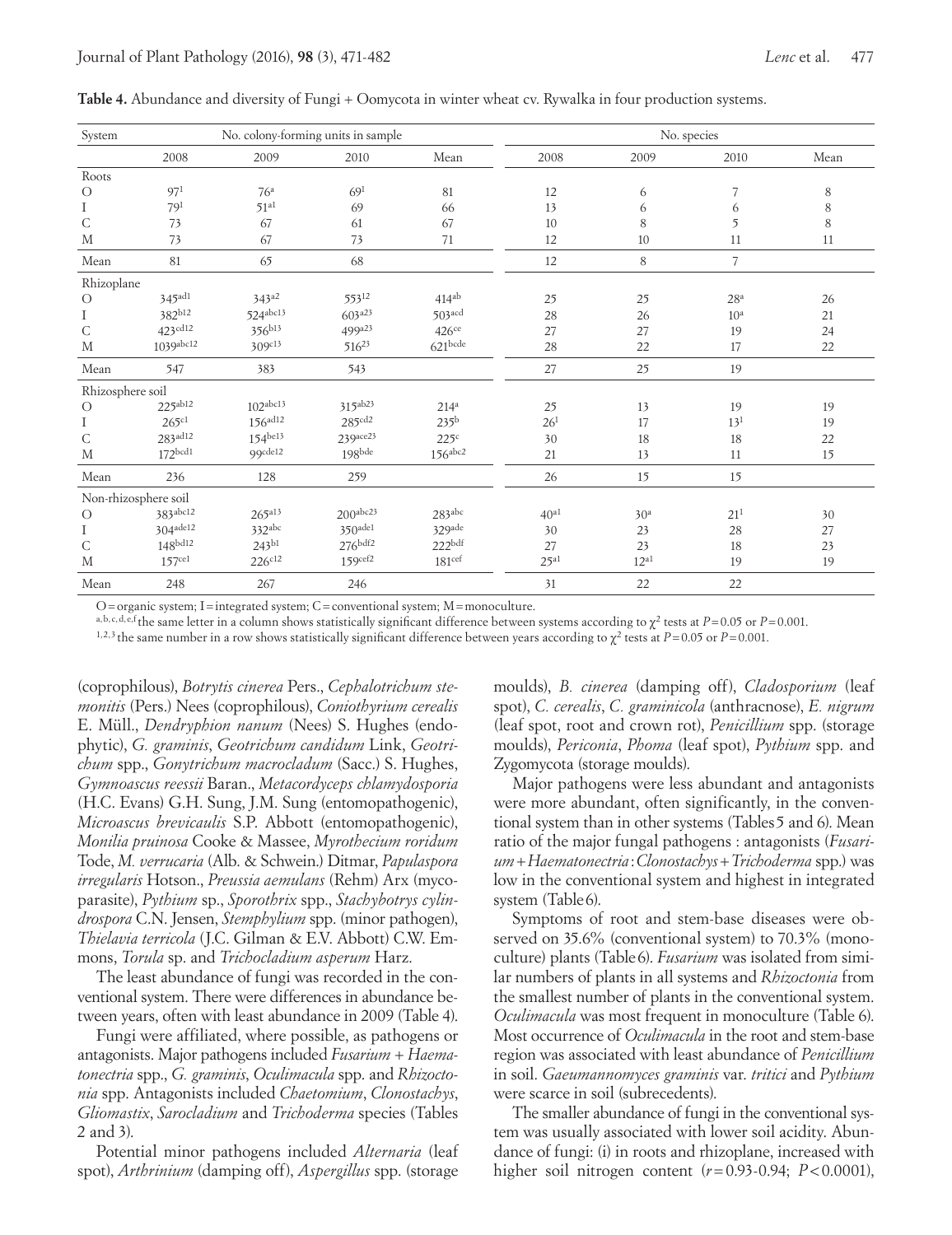**Table 4.** Abundance and diversity of Fungi + Oomycota in winter wheat cv. Rywalka in four production systems.

| System | No. colony-forming units in sample | | | | No. species | | | |
|---|---|---|---|---|---|---|---|---|
| | 2008 | 2009 | 2010 | Mean | 2008 | 2009 | 2010 | Mean |
| Roots | | | | | | | | |
| O | 97[1] | 76[a] | 69[1] | 81 | 12 | 6 | 7 | 8 |
| I | 79[1] | 51[a1] | 69 | 66 | 13 | 6 | 6 | 8 |
| C | 73 | 67 | 61 | 67 | 10 | 8 | 5 | 8 |
| M | 73 | 67 | 73 | 71 | 12 | 10 | 11 | 11 |
| Mean | 81 | 65 | 68 | | 12 | 8 | 7 | |
| Rhizoplane | | | | | | | | |
| O | 345[ad1] | 343[a2] | 553[12] | 414[ab] | 25 | 25 | 28[a] | 26 |
| I | 382[b12] | 524[abc13] | 603[a23] | 503[acd] | 28 | 26 | 10[a] | 21 |
| C | 423[cd12] | 356[b13] | 499[a23] | 426[ce] | 27 | 27 | 19 | 24 |
| M | 1039[abc12] | 309[c13] | 516[23] | 621[bcde] | 28 | 22 | 17 | 22 |
| Mean | 547 | 383 | 543 | | 27 | 25 | 19 | |
| Rhizosphere soil | | | | | | | | |
| O | 225[ab12] | 102[abc13] | 315[ab23] | 214[a] | 25 | 13 | 19 | 19 |
| I | 265[c1] | 156[ad12] | 285[cd2] | 235[b] | 26[1] | 17 | 13[1] | 19 |
| C | 283[ad12] | 154[be13] | 239[ace23] | 225[c] | 30 | 18 | 18 | 22 |
| M | 172[bcd1] | 99[cde12] | 198[bde] | 156[abc2] | 21 | 13 | 11 | 15 |
| Mean | 236 | 128 | 259 | | 26 | 15 | 15 | |
| Non-rhizosphere soil | | | | | | | | |
| O | 383[abc12] | 265[a13] | 200[abc23] | 283[abc] | 40[a1] | 30[a] | 21[1] | 30 |
| I | 304[ade12] | 332[abc] | 350[ade1] | 329[ade] | 30 | 23 | 28 | 27 |
| C | 148[bd12] | 243[b1] | 276[bdf2] | 222[bdf] | 27 | 23 | 18 | 23 |
| M | 157[ce1] | 226[c12] | 159[cef2] | 181[cef] | 25[a1] | 12[a1] | 19 | 19 |
| Mean | 248 | 267 | 246 | | 31 | 22 | 22 | |

O = organic system; I = integrated system; C = conventional system; M = monoculture.
[a,b,c,d,e,f] the same letter in a column shows statistically significant difference between systems according to $\chi^2$ tests at $P = 0.05$ or $P = 0.001$.
[1,2,3] the same number in a row shows statistically significant difference between years according to $\chi^2$ tests at $P = 0.05$ or $P = 0.001$.

(coprophilous), *Botrytis cinerea* Pers., *Cephalotrichum stemonitis* (Pers.) Nees (coprophilous), *Coniothyrium cerealis* E. Müll., *Dendryphion nanum* (Nees) S. Hughes (endophytic), *G. graminis*, *Geotrichum candidum* Link, *Geotrichum* spp., *Gonytrichum macrocladum* (Sacc.) S. Hughes, *Gymnoascus reessii* Baran., *Metacordyceps chlamydosporia* (H.C. Evans) G.H. Sung, J.M. Sung (entomopathogenic), *Microascus brevicaulis* S.P. Abbott (entomopathogenic), *Monilia pruinosa* Cooke & Massee, *Myrothecium roridum* Tode, *M. verrucaria* (Alb. & Schwein.) Ditmar, *Papulaspora irregularis* Hotson., *Preussia aemulans* (Rehm) Arx (mycoparasite), *Pythium* sp., *Sporothrix* spp., *Stachybotrys cylindrospora* C.N. Jensen, *Stemphylium* spp. (minor pathogen), *Thielavia terricola* (J.C. Gilman & E.V. Abbott) C.W. Emmons, *Torula* sp. and *Trichocladium asperum* Harz.

The least abundance of fungi was recorded in the conventional system. There were differences in abundance between years, often with least abundance in 2009 (Table 4).

Fungi were affiliated, where possible, as pathogens or antagonists. Major pathogens included *Fusarium + Haematonectria* spp., *G. graminis*, *Oculimacula* spp. and *Rhizoctonia* spp. Antagonists included *Chaetomium*, *Clonostachys*, *Gliomastix*, *Sarocladium* and *Trichoderma* species (Tables 2 and 3).

Potential minor pathogens included *Alternaria* (leaf spot), *Arthrinium* (damping off), *Aspergillus* spp. (storage moulds), *B. cinerea* (damping off), *Cladosporium* (leaf spot), *C. cerealis*, *C. graminicola* (anthracnose), *E. nigrum* (leaf spot, root and crown rot), *Penicillium* spp. (storage moulds), *Periconia*, *Phoma* (leaf spot), *Pythium* spp. and Zygomycota (storage moulds).

Major pathogens were less abundant and antagonists were more abundant, often significantly, in the conventional system than in other systems (Tables 5 and 6). Mean ratio of the major fungal pathogens : antagonists (*Fusarium + Haematonectria* : *Clonostachys + Trichoderma* spp.) was low in the conventional system and highest in integrated system (Table 6).

Symptoms of root and stem-base diseases were observed on 35.6% (conventional system) to 70.3% (monoculture) plants (Table 6). *Fusarium* was isolated from similar numbers of plants in all systems and *Rhizoctonia* from the smallest number of plants in the conventional system. *Oculimacula* was most frequent in monoculture (Table 6). Most occurrence of *Oculimacula* in the root and stem-base region was associated with least abundance of *Penicillium* in soil. *Gaeumannomyces graminis* var. *tritici* and *Pythium* were scarce in soil (subrecedents).

The smaller abundance of fungi in the conventional system was usually associated with lower soil acidity. Abundance of fungi: (i) in roots and rhizoplane, increased with higher soil nitrogen content ($r = 0.93$-$0.94$; $P < 0.0001$),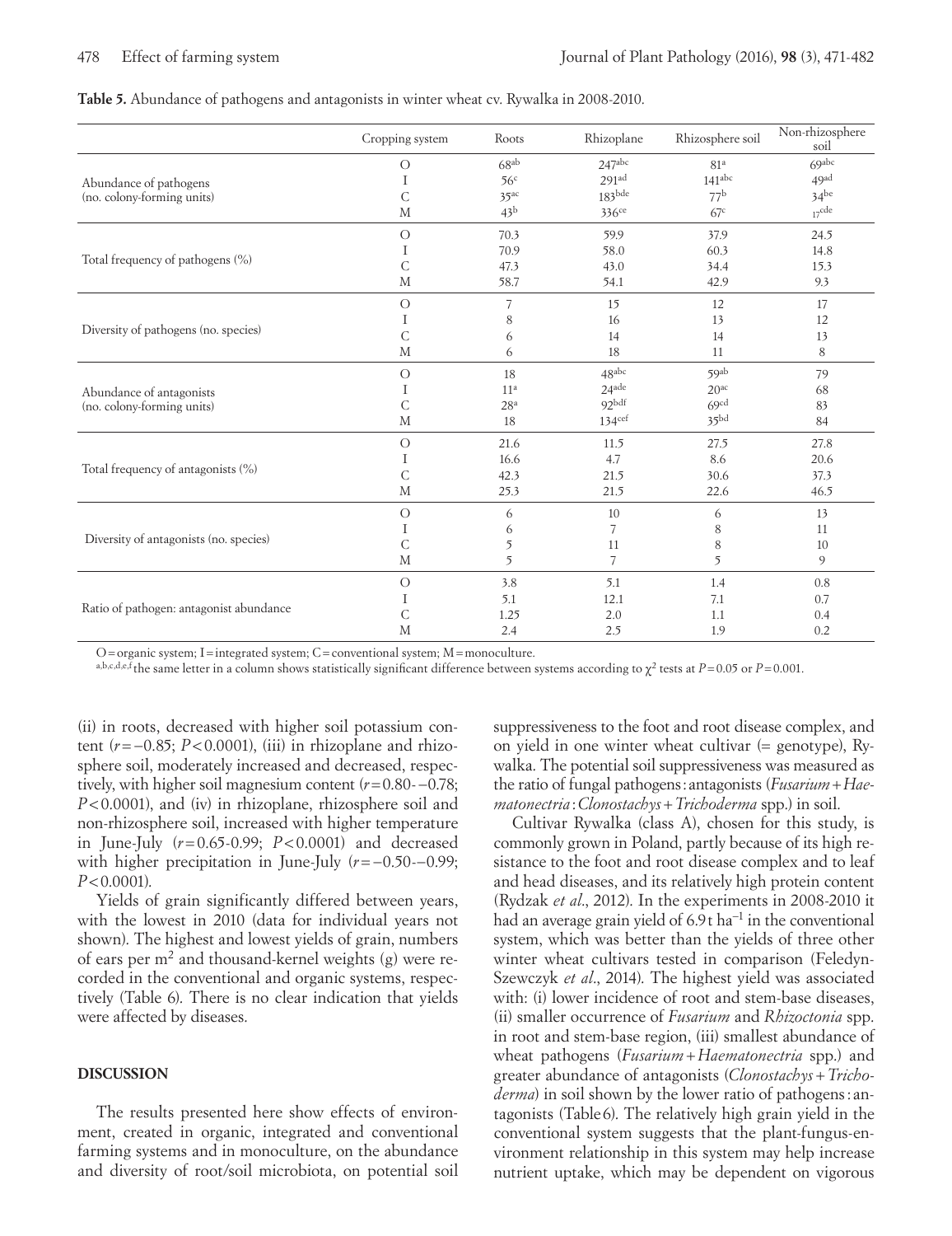**Table 5.** Abundance of pathogens and antagonists in winter wheat cv. Rywalka in 2008-2010.

| | Cropping system | Roots | Rhizoplane | Rhizosphere soil | Non-rhizosphere soil |
|---|---|---|---|---|---|
| Abundance of pathogens (no. colony-forming units) | O | 68[ab] | 247[abc] | 81[a] | 69[abc] |
| | I | 56[c] | 291[ad] | 141[abc] | 49[ad] |
| | C | 35[ac] | 183[bde] | 77[b] | 34[be] |
| | M | 43[b] | 336[ce] | 67[c] | 17[cde] |
| Total frequency of pathogens (%) | O | 70.3 | 59.9 | 37.9 | 24.5 |
| | I | 70.9 | 58.0 | 60.3 | 14.8 |
| | C | 47.3 | 43.0 | 34.4 | 15.3 |
| | M | 58.7 | 54.1 | 42.9 | 9.3 |
| Diversity of pathogens (no. species) | O | 7 | 15 | 12 | 17 |
| | I | 8 | 16 | 13 | 12 |
| | C | 6 | 14 | 14 | 13 |
| | M | 6 | 18 | 11 | 8 |
| Abundance of antagonists (no. colony-forming units) | O | 18 | 48[abc] | 59[ab] | 79 |
| | I | 11[a] | 24[ade] | 20[ac] | 68 |
| | C | 28[a] | 92[bdf] | 69[cd] | 83 |
| | M | 18 | 134[cef] | 35[bd] | 84 |
| Total frequency of antagonists (%) | O | 21.6 | 11.5 | 27.5 | 27.8 |
| | I | 16.6 | 4.7 | 8.6 | 20.6 |
| | C | 42.3 | 21.5 | 30.6 | 37.3 |
| | M | 25.3 | 21.5 | 22.6 | 46.5 |
| Diversity of antagonists (no. species) | O | 6 | 10 | 6 | 13 |
| | I | 6 | 7 | 8 | 11 |
| | C | 5 | 11 | 8 | 10 |
| | M | 5 | 7 | 5 | 9 |
| Ratio of pathogen: antagonist abundance | O | 3.8 | 5.1 | 1.4 | 0.8 |
| | I | 5.1 | 12.1 | 7.1 | 0.7 |
| | C | 1.25 | 2.0 | 1.1 | 0.4 |
| | M | 2.4 | 2.5 | 1.9 | 0.2 |

O = organic system; I = integrated system; C = conventional system; M = monoculture.
[a,b,c,d,e,f] the same letter in a column shows statistically significant difference between systems according to $\chi^2$ tests at $P = 0.05$ or $P = 0.001$.

(ii) in roots, decreased with higher soil potassium content ($r = -0.85$; $P < 0.0001$), (iii) in rhizoplane and rhizosphere soil, moderately increased and decreased, respectively, with higher soil magnesium content ($r = 0.80$-$-0.78$; $P < 0.0001$), and (iv) in rhizoplane, rhizosphere soil and non-rhizosphere soil, increased with higher temperature in June-July ($r = 0.65$-$0.99$; $P < 0.0001$) and decreased with higher precipitation in June-July ($r = -0.50$-$-0.99$; $P < 0.0001$).

Yields of grain significantly differed between years, with the lowest in 2010 (data for individual years not shown). The highest and lowest yields of grain, numbers of ears per $m^2$ and thousand-kernel weights (g) were recorded in the conventional and organic systems, respectively (Table 6). There is no clear indication that yields were affected by diseases.

## DISCUSSION

The results presented here show effects of environment, created in organic, integrated and conventional farming systems and in monoculture, on the abundance and diversity of root/soil microbiota, on potential soil suppressiveness to the foot and root disease complex, and on yield in one winter wheat cultivar (= genotype), Rywalka. The potential soil suppressiveness was measured as the ratio of fungal pathogens : antagonists (*Fusarium* + *Haematonectria* : *Clonostachys* + *Trichoderma* spp.) in soil.

Cultivar Rywalka (class A), chosen for this study, is commonly grown in Poland, partly because of its high resistance to the foot and root disease complex and to leaf and head diseases, and its relatively high protein content (Rydzak *et al*., 2012). In the experiments in 2008-2010 it had an average grain yield of 6.9 t $ha^{-1}$ in the conventional system, which was better than the yields of three other winter wheat cultivars tested in comparison (Feledyn-Szewczyk *et al*., 2014). The highest yield was associated with: (i) lower incidence of root and stem-base diseases, (ii) smaller occurrence of *Fusarium* and *Rhizoctonia* spp. in root and stem-base region, (iii) smallest abundance of wheat pathogens (*Fusarium* + *Haematonectria* spp.) and greater abundance of antagonists (*Clonostachys* + *Trichoderma*) in soil shown by the lower ratio of pathogens : antagonists (Table 6). The relatively high grain yield in the conventional system suggests that the plant-fungus-environment relationship in this system may help increase nutrient uptake, which may be dependent on vigorous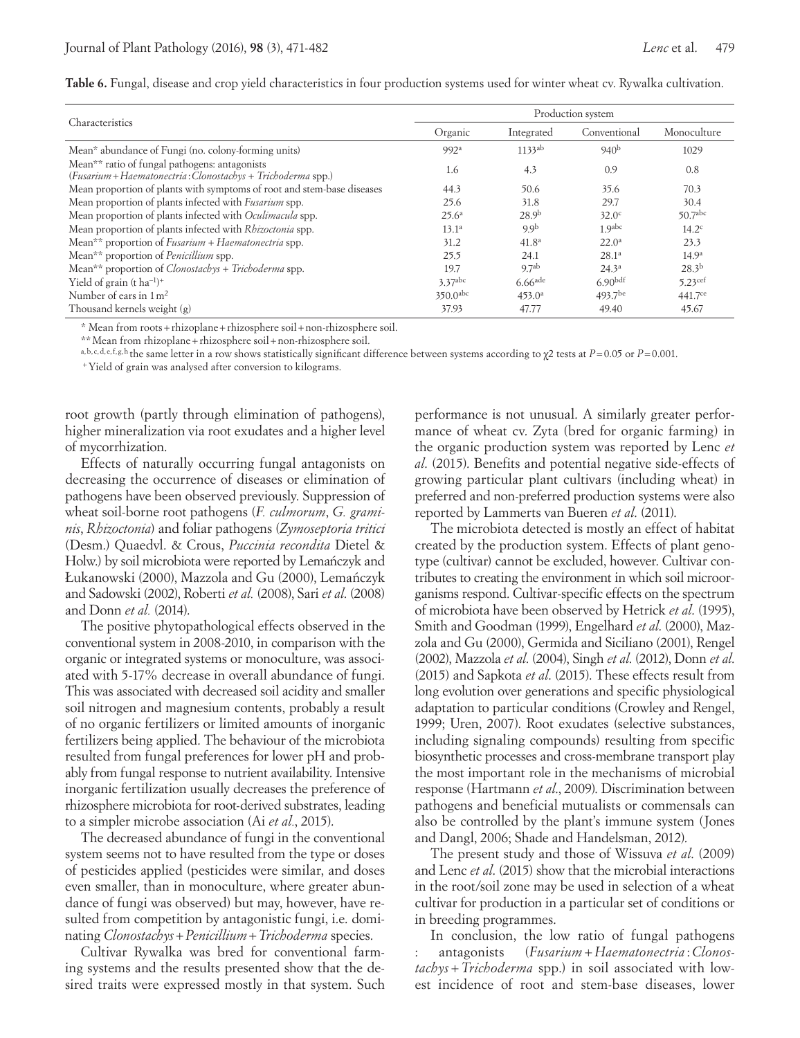**Table 6.** Fungal, disease and crop yield characteristics in four production systems used for winter wheat cv. Rywalka cultivation.

| Characteristics | Production system | | | |
|---|---|---|---|---|
| | Organic | Integrated | Conventional | Monoculture |
| Mean* abundance of Fungi (no. colony-forming units) | 992[a] | 1133[ab] | 940[b] | 1029 |
| Mean** ratio of fungal pathogens: antagonists (*Fusarium* + *Haematonectria* : *Clonostachys* + *Trichoderma* spp.) | 1.6 | 4.3 | 0.9 | 0.8 |
| Mean proportion of plants with symptoms of root and stem-base diseases | 44.3 | 50.6 | 35.6 | 70.3 |
| Mean proportion of plants infected with *Fusarium* spp. | 25.6 | 31.8 | 29.7 | 30.4 |
| Mean proportion of plants infected with *Oculimacula* spp. | 25.6[a] | 28.9[b] | 32.0[c] | 50.7[abc] |
| Mean proportion of plants infected with *Rhizoctonia* spp. | 13.1[a] | 9.9[b] | 1.9[abc] | 14.2[c] |
| Mean** proportion of *Fusarium* + *Haematonectria* spp. | 31.2 | 41.8[a] | 22.0[a] | 23.3 |
| Mean** proportion of *Penicillium* spp. | 25.5 | 24.1 | 28.1[a] | 14.9[a] |
| Mean** proportion of *Clonostachys* + *Trichoderma* spp. | 19.7 | 9.7[ab] | 24.3[a] | 28.3[b] |
| Yield of grain (t ha$^{-1}$)[+] | 3.37[abc] | 6.66[ade] | 6.90[bdf] | 5.23[cef] |
| Number of ears in 1 m$^2$ | 350.0[abc] | 453.0[a] | 493.7[be] | 441.7[ce] |
| Thousand kernels weight (g) | 37.93 | 47.77 | 49.40 | 45.67 |

\* Mean from roots + rhizoplane + rhizosphere soil + non-rhizosphere soil.

\*\* Mean from rhizoplane + rhizosphere soil + non-rhizosphere soil.

[a,b,c,d,e,f,g,h] the same letter in a row shows statistically significant difference between systems according to $\chi 2$ tests at $P = 0.05$ or $P = 0.001$.

[+] Yield of grain was analysed after conversion to kilograms.

root growth (partly through elimination of pathogens), higher mineralization via root exudates and a higher level of mycorrhization.

Effects of naturally occurring fungal antagonists on decreasing the occurrence of diseases or elimination of pathogens have been observed previously. Suppression of wheat soil-borne root pathogens (*F. culmorum*, *G. graminis*, *Rhizoctonia*) and foliar pathogens (*Zymoseptoria tritici* (Desm.) Quaedvl. & Crous, *Puccinia recondita* Dietel & Holw.) by soil microbiota were reported by Lemańczyk and Łukanowski (2000), Mazzola and Gu (2000), Lemańczyk and Sadowski (2002), Roberti *et al.* (2008), Sari *et al*. (2008) and Donn *et al.* (2014).

The positive phytopathological effects observed in the conventional system in 2008-2010, in comparison with the organic or integrated systems or monoculture, was associated with 5-17% decrease in overall abundance of fungi. This was associated with decreased soil acidity and smaller soil nitrogen and magnesium contents, probably a result of no organic fertilizers or limited amounts of inorganic fertilizers being applied. The behaviour of the microbiota resulted from fungal preferences for lower pH and probably from fungal response to nutrient availability. Intensive inorganic fertilization usually decreases the preference of rhizosphere microbiota for root-derived substrates, leading to a simpler microbe association (Ai *et al*., 2015).

The decreased abundance of fungi in the conventional system seems not to have resulted from the type or doses of pesticides applied (pesticides were similar, and doses even smaller, than in monoculture, where greater abundance of fungi was observed) but may, however, have resulted from competition by antagonistic fungi, i.e. dominating *Clonostachys* + *Penicillium* + *Trichoderma* species.

Cultivar Rywalka was bred for conventional farming systems and the results presented show that the desired traits were expressed mostly in that system. Such performance is not unusual. A similarly greater performance of wheat cv. Zyta (bred for organic farming) in the organic production system was reported by Lenc *et al*. (2015). Benefits and potential negative side-effects of growing particular plant cultivars (including wheat) in preferred and non-preferred production systems were also reported by Lammerts van Bueren *et al*. (2011).

The microbiota detected is mostly an effect of habitat created by the production system. Effects of plant genotype (cultivar) cannot be excluded, however. Cultivar contributes to creating the environment in which soil microorganisms respond. Cultivar-specific effects on the spectrum of microbiota have been observed by Hetrick *et al*. (1995), Smith and Goodman (1999), Engelhard *et al*. (2000), Mazzola and Gu (2000), Germida and Siciliano (2001), Rengel (2002), Mazzola *et al*. (2004), Singh *et al*. (2012), Donn *et al*. (2015) and Sapkota *et al*. (2015). These effects result from long evolution over generations and specific physiological adaptation to particular conditions (Crowley and Rengel, 1999; Uren, 2007). Root exudates (selective substances, including signaling compounds) resulting from specific biosynthetic processes and cross-membrane transport play the most important role in the mechanisms of microbial response (Hartmann *et al*., 2009). Discrimination between pathogens and beneficial mutualists or commensals can also be controlled by the plant's immune system (Jones and Dangl, 2006; Shade and Handelsman, 2012).

The present study and those of Wissuva *et al*. (2009) and Lenc *et al*. (2015) show that the microbial interactions in the root/soil zone may be used in selection of a wheat cultivar for production in a particular set of conditions or in breeding programmes.

In conclusion, the low ratio of fungal pathogens : antagonists (*Fusarium* + *Haematonectria* : *Clonostachys* + *Trichoderma* spp.) in soil associated with lowest incidence of root and stem-base diseases, lower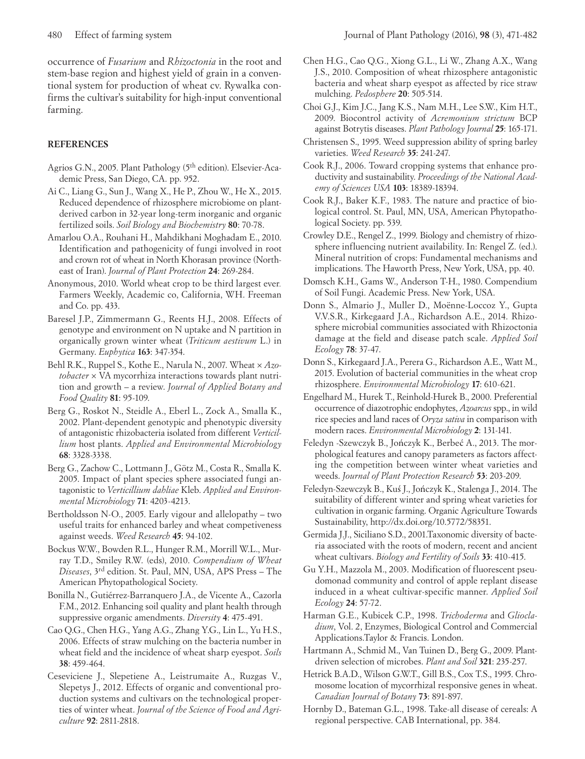occurrence of *Fusarium* and *Rhizoctonia* in the root and stem-base region and highest yield of grain in a conventional system for production of wheat cv. Rywalka confirms the cultivar's suitability for high-input conventional farming.

## REFERENCES

Agrios G.N., 2005. Plant Pathology (5th edition). Elsevier-Academic Press, San Diego, CA. pp. 952.

Ai C., Liang G., Sun J., Wang X., He P., Zhou W., He X., 2015. Reduced dependence of rhizosphere microbiome on plant-derived carbon in 32-year long-term inorganic and organic fertilized soils. *Soil Biology and Biochemistry* **80**: 70-78.

Amarlou O.A., Rouhani H., Mahdikhani Moghadam E., 2010. Identification and pathogenicity of fungi involved in root and crown rot of wheat in North Khorasan province (Northeast of Iran). *Journal of Plant Protection* **24**: 269-284.

Anonymous, 2010. World wheat crop to be third largest ever. Farmers Weekly, Academic co, California, WH. Freeman and Co. pp. 433.

Baresel J.P., Zimmermann G., Reents H.J., 2008. Effects of genotype and environment on N uptake and N partition in organically grown winter wheat (*Triticum aestivum* L.) in Germany. *Euphytica* **163**: 347-354.

Behl R.K., Ruppel S., Kothe E., Narula N., 2007. Wheat × *Azotobacter* × VA mycorrhiza interactions towards plant nutrition and growth – a review. *Journal of Applied Botany and Food Quality* **81**: 95-109.

Berg G., Roskot N., Steidle A., Eberl L., Zock A., Smalla K., 2002. Plant-dependent genotypic and phenotypic diversity of antagonistic rhizobacteria isolated from different *Verticillium* host plants. *Applied and Environmental Microbiology* **68**: 3328-3338.

Berg G., Zachow C., Lottmann J., Götz M., Costa R., Smalla K. 2005. Impact of plant species sphere associated fungi antagonistic to *Verticillium dahliae* Kleb. *Applied and Environmental Microbiology* **71**: 4203-4213.

Bertholdsson N-O., 2005. Early vigour and allelopathy – two useful traits for enhanced barley and wheat competiveness against weeds. *Weed Research* **45**: 94-102.

Bockus W.W., Bowden R.L., Hunger R.M., Morrill W.L., Murray T.D., Smiley R.W. (eds), 2010. *Compendium of Wheat Diseases*, 3rd edition. St. Paul, MN, USA, APS Press – The American Phytopathological Society.

Bonilla N., Gutiérrez-Barranquero J.A., de Vicente A., Cazorla F.M., 2012. Enhancing soil quality and plant health through suppressive organic amendments. *Diversity* **4**: 475-491.

Cao Q.G., Chen H.G., Yang A.G., Zhang Y.G., Lin L., Yu H.S., 2006. Effects of straw mulching on the bacteria number in wheat field and the incidence of wheat sharp eyespot. *Soils* **38**: 459-464.

Ceseviciene J., Slepetiene A., Leistrumaite A., Ruzgas V., Slepetys J., 2012. Effects of organic and conventional production systems and cultivars on the technological properties of winter wheat. *Journal of the Science of Food and Agriculture* **92**: 2811-2818.

Chen H.G., Cao Q.G., Xiong G.L., Li W., Zhang A.X., Wang J.S., 2010. Composition of wheat rhizosphere antagonistic bacteria and wheat sharp eyespot as affected by rice straw mulching. *Pedosphere* **20**: 505-514.

Choi G.J., Kim J.C., Jang K.S., Nam M.H., Lee S.W., Kim H.T., 2009. Biocontrol activity of *Acremonium strictum* BCP against Botrytis diseases. *Plant Pathology Journal* **25**: 165-171.

Christensen S., 1995. Weed suppression ability of spring barley varieties. *Weed Research* **35**: 241-247.

Cook R.J., 2006. Toward cropping systems that enhance productivity and sustainability. *Proceedings of the National Academy of Sciences USA* **103**: 18389-18394.

Cook R.J., Baker K.F., 1983. The nature and practice of biological control. St. Paul, MN, USA, American Phytopathological Society. pp. 539.

Crowley D.E., Rengel Z., 1999. Biology and chemistry of rhizosphere influencing nutrient availability. In: Rengel Z. (ed.). Mineral nutrition of crops: Fundamental mechanisms and implications. The Haworth Press, New York, USA, pp. 40.

Domsch K.H., Gams W., Anderson T-H., 1980. Compendium of Soil Fungi. Academic Press. New York, USA.

Donn S., Almario J., Muller D., Moënne-Loccoz Y., Gupta V.V.S.R., Kirkegaard J.A., Richardson A.E., 2014. Rhizosphere microbial communities associated with Rhizoctonia damage at the field and disease patch scale. *Applied Soil Ecology* **78**: 37-47.

Donn S., Kirkegaard J.A., Perera G., Richardson A.E., Watt M., 2015. Evolution of bacterial communities in the wheat crop rhizosphere. *Environmental Microbiology* **17**: 610-621.

Engelhard M., Hurek T., Reinhold-Hurek B., 2000. Preferential occurrence of diazotrophic endophytes, *Azoarcus* spp., in wild rice species and land races of *Oryza sativa* in comparison with modern races. *Environmental Microbiology* **2**: 131-141.

Feledyn -Szewczyk B., Jończyk K., Berbeć A., 2013. The morphological features and canopy parameters as factors affecting the competition between winter wheat varieties and weeds. *Journal of Plant Protection Research* **53**: 203-209.

Feledyn-Szewczyk B., Kuś J., Jończyk K., Stalenga J., 2014. The suitability of different winter and spring wheat varieties for cultivation in organic farming. Organic Agriculture Towards Sustainability, http://dx.doi.org/10.5772/58351.

Germida J.J., Siciliano S.D., 2001.Taxonomic diversity of bacteria associated with the roots of modern, recent and ancient wheat cultivars. *Biology and Fertility of Soils* **33**: 410-415.

Gu Y.H., Mazzola M., 2003. Modification of fluorescent pseudomonad community and control of apple replant disease induced in a wheat cultivar-specific manner. *Applied Soil Ecology* **24**: 57-72.

Harman G.E., Kubicek C.P., 1998. *Trichoderma* and *Gliocladium*, Vol. 2, Enzymes, Biological Control and Commercial Applications.Taylor & Francis. London.

Hartmann A., Schmid M., Van Tuinen D., Berg G., 2009. Plant-driven selection of microbes. *Plant and Soil* **321**: 235-257.

Hetrick B.A.D., Wilson G.W.T., Gill B.S., Cox T.S., 1995. Chromosome location of mycorrhizal responsive genes in wheat. *Canadian Journal of Botany* **73**: 891-897.

Hornby D., Bateman G.L., 1998. Take-all disease of cereals: A regional perspective. CAB International, pp. 384.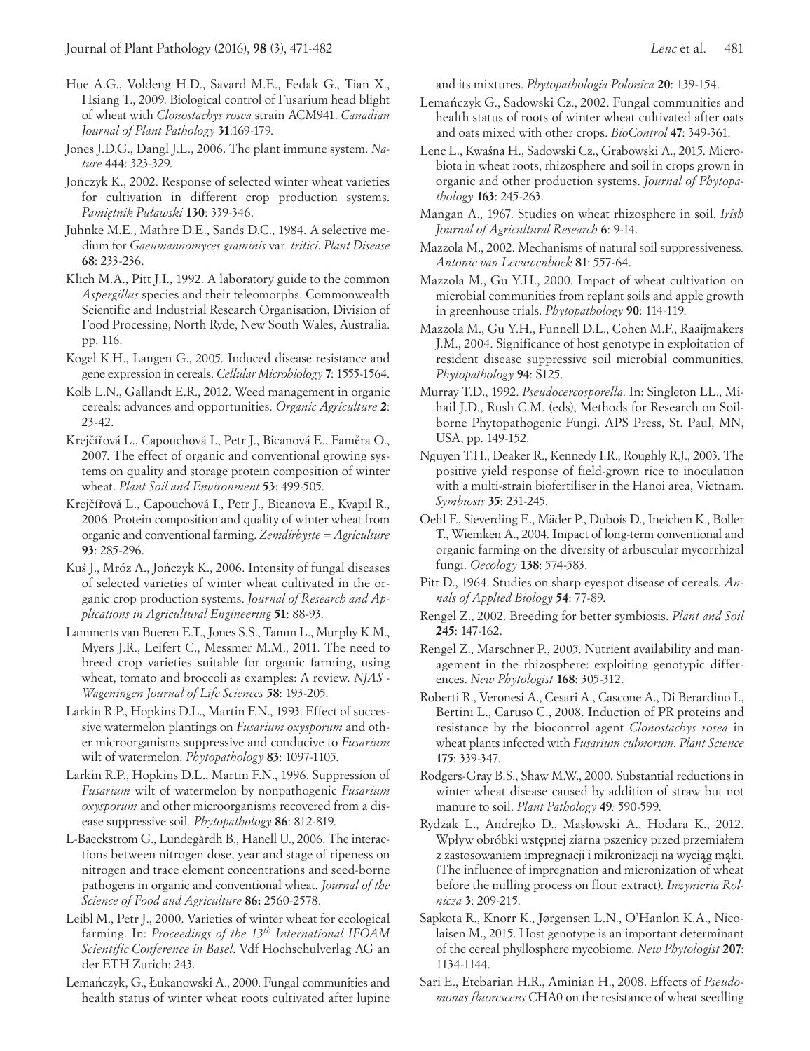Hue A.G., Voldeng H.D., Savard M.E., Fedak G., Tian X., Hsiang T., 2009. Biological control of Fusarium head blight of wheat with *Clonostachys rosea* strain ACM941. *Canadian Journal of Plant Pathology* **31**:169-179.

Jones J.D.G., Dangl J.L., 2006. The plant immune system. *Nature* **444**: 323-329.

Jończyk K., 2002. Response of selected winter wheat varieties for cultivation in different crop production systems. *Pamiętnik Puławski* **130**: 339-346.

Juhnke M.E., Mathre D.E., Sands D.C., 1984. A selective medium for *Gaeumannomyces graminis* var. *tritici*. *Plant Disease* **68**: 233-236.

Klich M.A., Pitt J.I., 1992. A laboratory guide to the common *Aspergillus* species and their teleomorphs. Commonwealth Scientific and Industrial Research Organisation, Division of Food Processing, North Ryde, New South Wales, Australia. pp. 116.

Kogel K.H., Langen G., 2005. Induced disease resistance and gene expression in cereals. *Cellular Microbiology* **7**: 1555-1564.

Kolb L.N., Gallandt E.R., 2012. Weed management in organic cereals: advances and opportunities. *Organic Agriculture* **2**: 23-42.

Krejčířová L., Capouchová I., Petr J., Bicanová E., Faměra O., 2007. The effect of organic and conventional growing systems on quality and storage protein composition of winter wheat. *Plant Soil and Environment* **53**: 499-505.

Krejčířová L., Capouchová I., Petr J., Bicanova E., Kvapil R., 2006. Protein composition and quality of winter wheat from organic and conventional farming. *Zemdirbyste = Agriculture* **93**: 285-296.

Kuś J., Mróz A., Jończyk K., 2006. Intensity of fungal diseases of selected varieties of winter wheat cultivated in the organic crop production systems. *Journal of Research and Applications in Agricultural Engineering* **51**: 88-93.

Lammerts van Bueren E.T., Jones S.S., Tamm L., Murphy K.M., Myers J.R., Leifert C., Messmer M.M., 2011. The need to breed crop varieties suitable for organic farming, using wheat, tomato and broccoli as examples: A review. *NJAS - Wageningen Journal of Life Sciences* **58**: 193-205.

Larkin R.P., Hopkins D.L., Martin F.N., 1993. Effect of successive watermelon plantings on *Fusarium oxysporum* and other microorganisms suppressive and conducive to *Fusarium* wilt of watermelon. *Phytopathology* **83**: 1097-1105.

Larkin R.P., Hopkins D.L., Martin F.N., 1996. Suppression of *Fusarium* wilt of watermelon by nonpathogenic *Fusarium oxysporum* and other microorganisms recovered from a disease suppressive soil. *Phytopathology* **86**: 812-819.

L-Baeckstrom G., Lundegårdh B., Hanell U., 2006. The interactions between nitrogen dose, year and stage of ripeness on nitrogen and trace element concentrations and seed-borne pathogens in organic and conventional wheat. *Journal of the Science of Food and Agriculture* **86:** 2560-2578.

Leibl M., Petr J., 2000. Varieties of winter wheat for ecological farming. In: *Proceedings of the 13th International IFOAM Scientific Conference in Basel*. Vdf Hochschulverlag AG an der ETH Zurich: 243.

Lemańczyk, G., Łukanowski A., 2000. Fungal communities and health status of winter wheat roots cultivated after lupine and its mixtures. *Phytopathologia Polonica* **20**: 139-154.

Lemańczyk G., Sadowski Cz., 2002. Fungal communities and health status of roots of winter wheat cultivated after oats and oats mixed with other crops. *BioControl* **47**: 349-361.

Lenc L., Kwaśna H., Sadowski Cz., Grabowski A., 2015. Microbiota in wheat roots, rhizosphere and soil in crops grown in organic and other production systems. *Journal of Phytopathology* **163**: 245-263.

Mangan A., 1967. Studies on wheat rhizosphere in soil. *Irish Journal of Agricultural Research* **6**: 9-14.

Mazzola M., 2002. Mechanisms of natural soil suppressiveness. *Antonie van Leeuwenhoek* **81**: 557-64.

Mazzola M., Gu Y.H., 2000. Impact of wheat cultivation on microbial communities from replant soils and apple growth in greenhouse trials. *Phytopathology* **90**: 114-119.

Mazzola M., Gu Y.H., Funnell D.L., Cohen M.F., Raaijmakers J.M., 2004. Significance of host genotype in exploitation of resident disease suppressive soil microbial communities. *Phytopathology* **94**: S125.

Murray T.D., 1992. *Pseudocercosporella*. In: Singleton LL., Mihail J.D., Rush C.M. (eds), Methods for Research on Soilborne Phytopathogenic Fungi. APS Press, St. Paul, MN, USA, pp. 149-152.

Nguyen T.H., Deaker R., Kennedy I.R., Roughly R.J., 2003. The positive yield response of field-grown rice to inoculation with a multi-strain biofertiliser in the Hanoi area, Vietnam. *Symbiosis* **35**: 231-245.

Oehl F., Sieverding E., Mäder P., Dubois D., Ineichen K., Boller T., Wiemken A., 2004. Impact of long-term conventional and organic farming on the diversity of arbuscular mycorrhizal fungi. *Oecology* **138**: 574-583.

Pitt D., 1964. Studies on sharp eyespot disease of cereals. *Annals of Applied Biology* **54**: 77-89.

Rengel Z., 2002. Breeding for better symbiosis. *Plant and Soil* **245**: 147-162.

Rengel Z., Marschner P., 2005. Nutrient availability and management in the rhizosphere: exploiting genotypic differences. *New Phytologist* **168**: 305-312.

Roberti R., Veronesi A., Cesari A., Cascone A., Di Berardino I., Bertini L., Caruso C., 2008. Induction of PR proteins and resistance by the biocontrol agent *Clonostachys rosea* in wheat plants infected with *Fusarium culmorum*. *Plant Science* **175**: 339-347.

Rodgers-Gray B.S., Shaw M.W., 2000. Substantial reductions in winter wheat disease caused by addition of straw but not manure to soil. *Plant Pathology* **49***:* 590-599.

Rydzak L., Andrejko D., Masłowski A., Hodara K., 2012. Wpływ obróbki wstępnej ziarna pszenicy przed przemiałem z zastosowaniem impregnacji i mikronizacji na wyciąg mąki. (The influence of impregnation and micronization of wheat before the milling process on flour extract). *Inżynieria Rolnicza* **3**: 209-215.

Sapkota R., Knorr K., Jørgensen L.N., O'Hanlon K.A., Nicolaisen M., 2015. Host genotype is an important determinant of the cereal phyllosphere mycobiome. *New Phytologist* **207**: 1134-1144.

Sari E., Etebarian H.R., Aminian H., 2008. Effects of *Pseudomonas fluorescens* CHA0 on the resistance of wheat seedling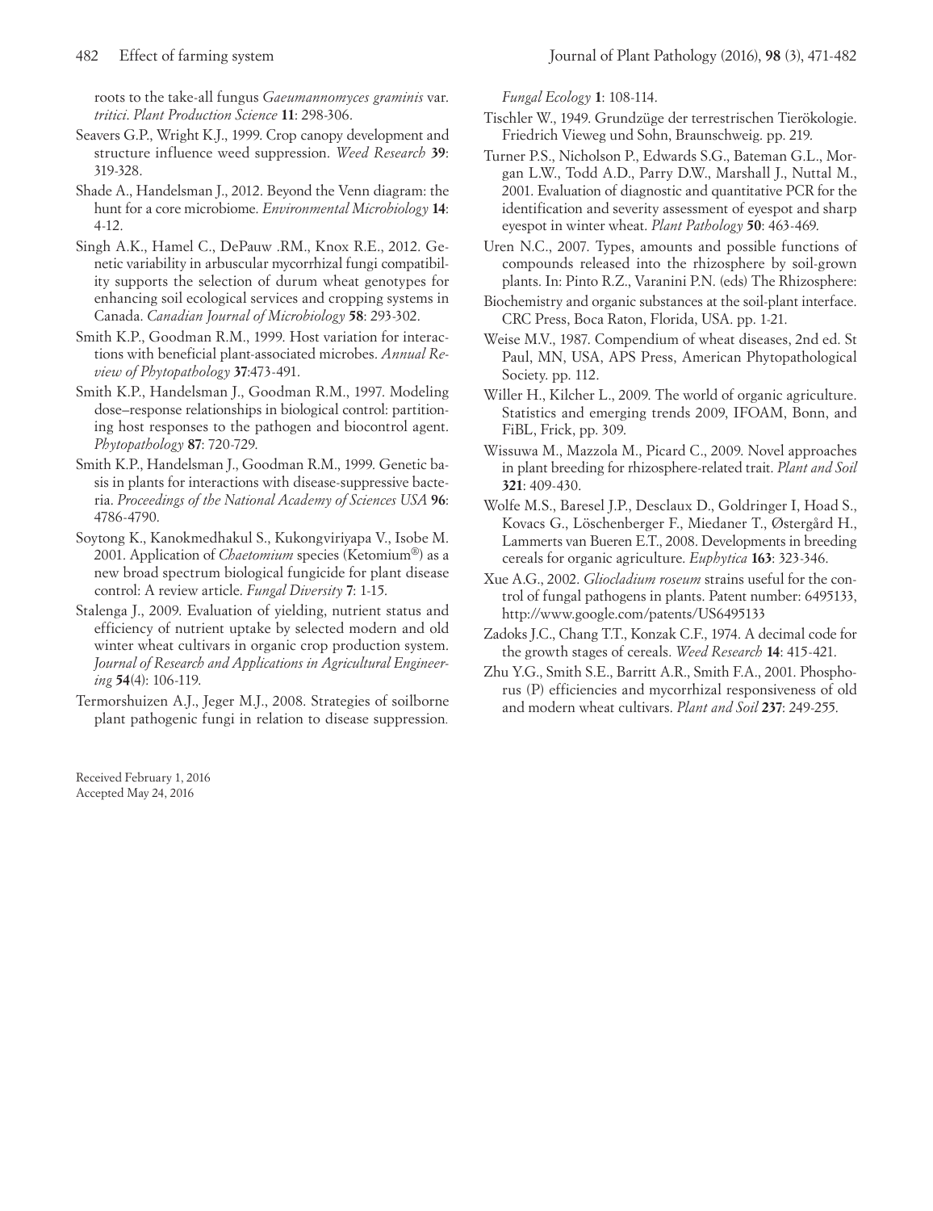roots to the take-all fungus *Gaeumannomyces graminis* var. *tritici*. *Plant Production Science* **11**: 298-306.

Seavers G.P., Wright K.J., 1999. Crop canopy development and structure influence weed suppression. *Weed Research* **39**: 319-328.

Shade A., Handelsman J., 2012. Beyond the Venn diagram: the hunt for a core microbiome. *Environmental Microbiology* **14**: 4-12.

Singh A.K., Hamel C., DePauw .RM., Knox R.E., 2012. Genetic variability in arbuscular mycorrhizal fungi compatibility supports the selection of durum wheat genotypes for enhancing soil ecological services and cropping systems in Canada. *Canadian Journal of Microbiology* **58**: 293-302.

Smith K.P., Goodman R.M., 1999. Host variation for interactions with beneficial plant-associated microbes. *Annual Review of Phytopathology* **37**:473-491.

Smith K.P., Handelsman J., Goodman R.M., 1997. Modeling dose–response relationships in biological control: partitioning host responses to the pathogen and biocontrol agent. *Phytopathology* **87**: 720-729.

Smith K.P., Handelsman J., Goodman R.M., 1999. Genetic basis in plants for interactions with disease-suppressive bacteria. *Proceedings of the National Academy of Sciences USA* **96**: 4786-4790.

Soytong K., Kanokmedhakul S., Kukongviriyapa V., Isobe M. 2001. Application of *Chaetomium* species (Ketomium®) as a new broad spectrum biological fungicide for plant disease control: A review article. *Fungal Diversity* **7**: 1-15.

Stalenga J., 2009. Evaluation of yielding, nutrient status and efficiency of nutrient uptake by selected modern and old winter wheat cultivars in organic crop production system. *Journal of Research and Applications in Agricultural Engineering* **54**(4): 106-119.

Termorshuizen A.J., Jeger M.J., 2008. Strategies of soilborne plant pathogenic fungi in relation to disease suppression. *Fungal Ecology* **1**: 108-114.

Tischler W., 1949. Grundzüge der terrestrischen Tierökologie. Friedrich Vieweg und Sohn, Braunschweig. pp. 219.

Turner P.S., Nicholson P., Edwards S.G., Bateman G.L., Morgan L.W., Todd A.D., Parry D.W., Marshall J., Nuttal M., 2001. Evaluation of diagnostic and quantitative PCR for the identification and severity assessment of eyespot and sharp eyespot in winter wheat. *Plant Pathology* **50**: 463-469.

Uren N.C., 2007. Types, amounts and possible functions of compounds released into the rhizosphere by soil-grown plants. In: Pinto R.Z., Varanini P.N. (eds) The Rhizosphere: Biochemistry and organic substances at the soil-plant interface. CRC Press, Boca Raton, Florida, USA. pp. 1-21.

Weise M.V., 1987. Compendium of wheat diseases, 2nd ed. St Paul, MN, USA, APS Press, American Phytopathological Society. pp. 112.

Willer H., Kilcher L., 2009. The world of organic agriculture. Statistics and emerging trends 2009, IFOAM, Bonn, and FiBL, Frick, pp. 309.

Wissuwa M., Mazzola M., Picard C., 2009. Novel approaches in plant breeding for rhizosphere-related trait. *Plant and Soil* **321**: 409-430.

Wolfe M.S., Baresel J.P., Desclaux D., Goldringer I, Hoad S., Kovacs G., Löschenberger F., Miedaner T., Østergård H., Lammerts van Bueren E.T., 2008. Developments in breeding cereals for organic agriculture. *Euphytica* **163**: 323-346.

Xue A.G., 2002. *Gliocladium roseum* strains useful for the control of fungal pathogens in plants. Patent number: 6495133, http://www.google.com/patents/US6495133

Zadoks J.C., Chang T.T., Konzak C.F., 1974. A decimal code for the growth stages of cereals. *Weed Research* **14**: 415-421.

Zhu Y.G., Smith S.E., Barritt A.R., Smith F.A., 2001. Phosphorus (P) efficiencies and mycorrhizal responsiveness of old and modern wheat cultivars. *Plant and Soil* **237**: 249-255.

Received February 1, 2016
Accepted May 24, 2016